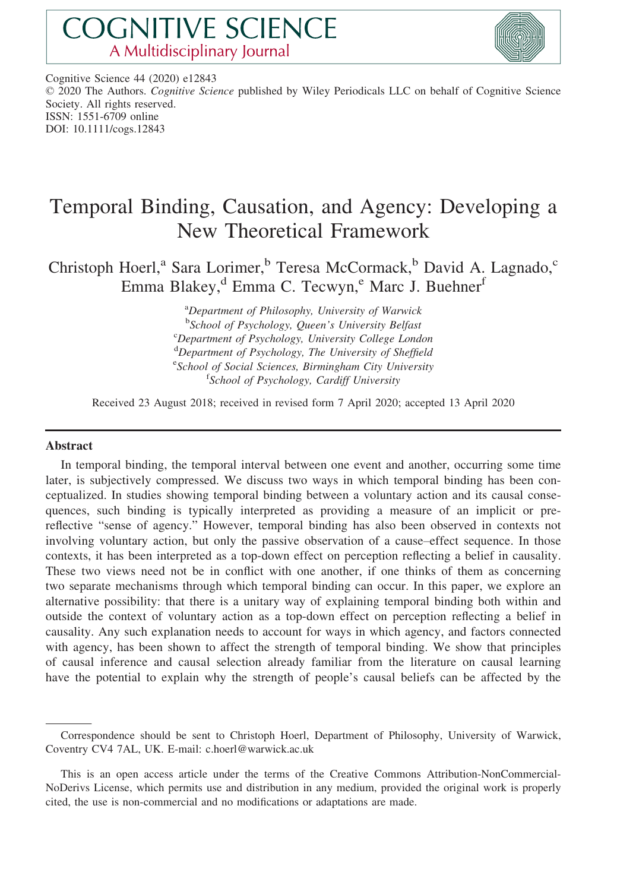# COGNITIVE SCIENCE
## A Multidisciplinary Journal

Cognitive Science 44 (2020) e12843
© 2020 The Authors. *Cognitive Science* published by Wiley Periodicals LLC on behalf of Cognitive Science Society. All rights reserved.
ISSN: 1551-6709 online
DOI: 10.1111/cogs.12843

# Temporal Binding, Causation, and Agency: Developing a New Theoretical Framework

Christoph Hoerl,[a] Sara Lorimer,[b] Teresa McCormack,[b] David A. Lagnado,[c] Emma Blakey,[d] Emma C. Tecwyn,[e] Marc J. Buehner[f]

[a]*Department of Philosophy, University of Warwick*
[b]*School of Psychology, Queen's University Belfast*
[c]*Department of Psychology, University College London*
[d]*Department of Psychology, The University of Sheffield*
[e]*School of Social Sciences, Birmingham City University*
[f]*School of Psychology, Cardiff University*

Received 23 August 2018; received in revised form 7 April 2020; accepted 13 April 2020

---

### Abstract

In temporal binding, the temporal interval between one event and another, occurring some time later, is subjectively compressed. We discuss two ways in which temporal binding has been conceptualized. In studies showing temporal binding between a voluntary action and its causal consequences, such binding is typically interpreted as providing a measure of an implicit or pre-reflective "sense of agency." However, temporal binding has also been observed in contexts not involving voluntary action, but only the passive observation of a cause–effect sequence. In those contexts, it has been interpreted as a top-down effect on perception reflecting a belief in causality. These two views need not be in conflict with one another, if one thinks of them as concerning two separate mechanisms through which temporal binding can occur. In this paper, we explore an alternative possibility: that there is a unitary way of explaining temporal binding both within and outside the context of voluntary action as a top-down effect on perception reflecting a belief in causality. Any such explanation needs to account for ways in which agency, and factors connected with agency, has been shown to affect the strength of temporal binding. We show that principles of causal inference and causal selection already familiar from the literature on causal learning have the potential to explain why the strength of people's causal beliefs can be affected by the

---

Correspondence should be sent to Christoph Hoerl, Department of Philosophy, University of Warwick, Coventry CV4 7AL, UK. E-mail: c.hoerl@warwick.ac.uk

This is an open access article under the terms of the Creative Commons Attribution-NonCommercial-NoDerivs License, which permits use and distribution in any medium, provided the original work is properly cited, the use is non-commercial and no modifications or adaptations are made.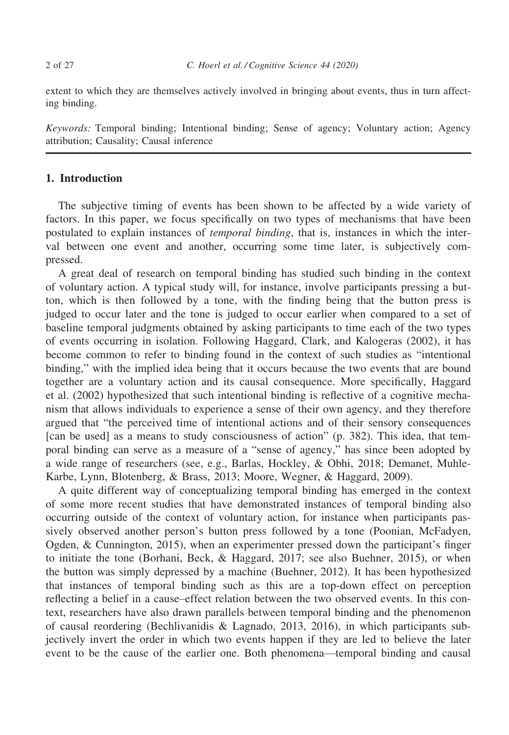extent to which they are themselves actively involved in bringing about events, thus in turn affecting binding.

*Keywords:* Temporal binding; Intentional binding; Sense of agency; Voluntary action; Agency attribution; Causality; Causal inference

## 1. Introduction

The subjective timing of events has been shown to be affected by a wide variety of factors. In this paper, we focus specifically on two types of mechanisms that have been postulated to explain instances of *temporal binding*, that is, instances in which the interval between one event and another, occurring some time later, is subjectively compressed.

A great deal of research on temporal binding has studied such binding in the context of voluntary action. A typical study will, for instance, involve participants pressing a button, which is then followed by a tone, with the finding being that the button press is judged to occur later and the tone is judged to occur earlier when compared to a set of baseline temporal judgments obtained by asking participants to time each of the two types of events occurring in isolation. Following Haggard, Clark, and Kalogeras (2002), it has become common to refer to binding found in the context of such studies as "intentional binding," with the implied idea being that it occurs because the two events that are bound together are a voluntary action and its causal consequence. More specifically, Haggard et al. (2002) hypothesized that such intentional binding is reflective of a cognitive mechanism that allows individuals to experience a sense of their own agency, and they therefore argued that "the perceived time of intentional actions and of their sensory consequences [can be used] as a means to study consciousness of action" (p. 382). This idea, that temporal binding can serve as a measure of a "sense of agency," has since been adopted by a wide range of researchers (see, e.g., Barlas, Hockley, & Obhi, 2018; Demanet, Muhle-Karbe, Lynn, Blotenberg, & Brass, 2013; Moore, Wegner, & Haggard, 2009).

A quite different way of conceptualizing temporal binding has emerged in the context of some more recent studies that have demonstrated instances of temporal binding also occurring outside of the context of voluntary action, for instance when participants passively observed another person's button press followed by a tone (Poonian, McFadyen, Ogden, & Cunnington, 2015), when an experimenter pressed down the participant's finger to initiate the tone (Borhani, Beck, & Haggard, 2017; see also Buehner, 2015), or when the button was simply depressed by a machine (Buehner, 2012). It has been hypothesized that instances of temporal binding such as this are a top-down effect on perception reflecting a belief in a cause–effect relation between the two observed events. In this context, researchers have also drawn parallels between temporal binding and the phenomenon of causal reordering (Bechlivanidis & Lagnado, 2013, 2016), in which participants subjectively invert the order in which two events happen if they are led to believe the later event to be the cause of the earlier one. Both phenomena—temporal binding and causal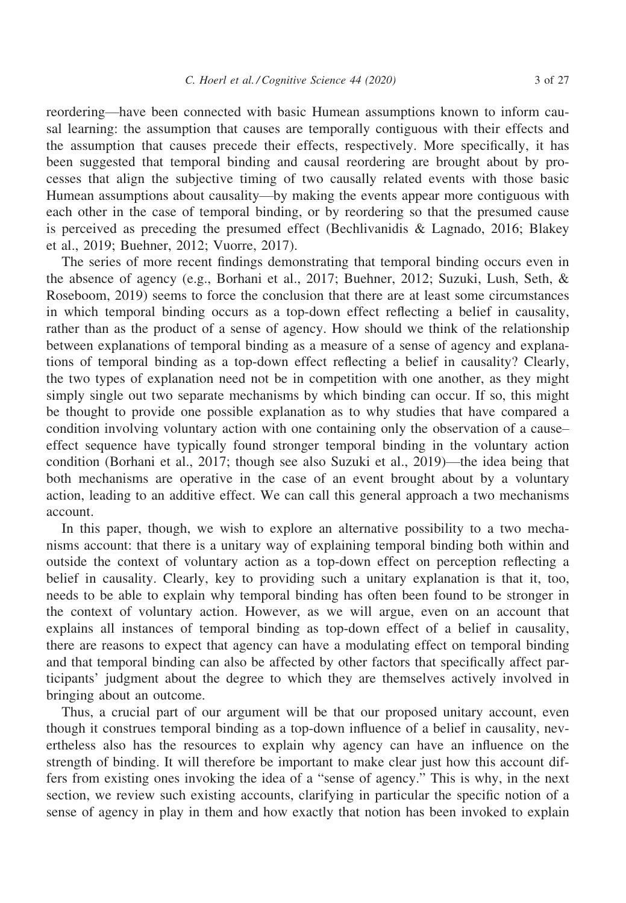reordering—have been connected with basic Humean assumptions known to inform causal learning: the assumption that causes are temporally contiguous with their effects and the assumption that causes precede their effects, respectively. More specifically, it has been suggested that temporal binding and causal reordering are brought about by processes that align the subjective timing of two causally related events with those basic Humean assumptions about causality—by making the events appear more contiguous with each other in the case of temporal binding, or by reordering so that the presumed cause is perceived as preceding the presumed effect (Bechlivanidis & Lagnado, 2016; Blakey et al., 2019; Buehner, 2012; Vuorre, 2017).

The series of more recent findings demonstrating that temporal binding occurs even in the absence of agency (e.g., Borhani et al., 2017; Buehner, 2012; Suzuki, Lush, Seth, & Roseboom, 2019) seems to force the conclusion that there are at least some circumstances in which temporal binding occurs as a top-down effect reflecting a belief in causality, rather than as the product of a sense of agency. How should we think of the relationship between explanations of temporal binding as a measure of a sense of agency and explanations of temporal binding as a top-down effect reflecting a belief in causality? Clearly, the two types of explanation need not be in competition with one another, as they might simply single out two separate mechanisms by which binding can occur. If so, this might be thought to provide one possible explanation as to why studies that have compared a condition involving voluntary action with one containing only the observation of a cause–effect sequence have typically found stronger temporal binding in the voluntary action condition (Borhani et al., 2017; though see also Suzuki et al., 2019)—the idea being that both mechanisms are operative in the case of an event brought about by a voluntary action, leading to an additive effect. We can call this general approach a two mechanisms account.

In this paper, though, we wish to explore an alternative possibility to a two mechanisms account: that there is a unitary way of explaining temporal binding both within and outside the context of voluntary action as a top-down effect on perception reflecting a belief in causality. Clearly, key to providing such a unitary explanation is that it, too, needs to be able to explain why temporal binding has often been found to be stronger in the context of voluntary action. However, as we will argue, even on an account that explains all instances of temporal binding as top-down effect of a belief in causality, there are reasons to expect that agency can have a modulating effect on temporal binding and that temporal binding can also be affected by other factors that specifically affect participants' judgment about the degree to which they are themselves actively involved in bringing about an outcome.

Thus, a crucial part of our argument will be that our proposed unitary account, even though it construes temporal binding as a top-down influence of a belief in causality, nevertheless also has the resources to explain why agency can have an influence on the strength of binding. It will therefore be important to make clear just how this account differs from existing ones invoking the idea of a "sense of agency." This is why, in the next section, we review such existing accounts, clarifying in particular the specific notion of a sense of agency in play in them and how exactly that notion has been invoked to explain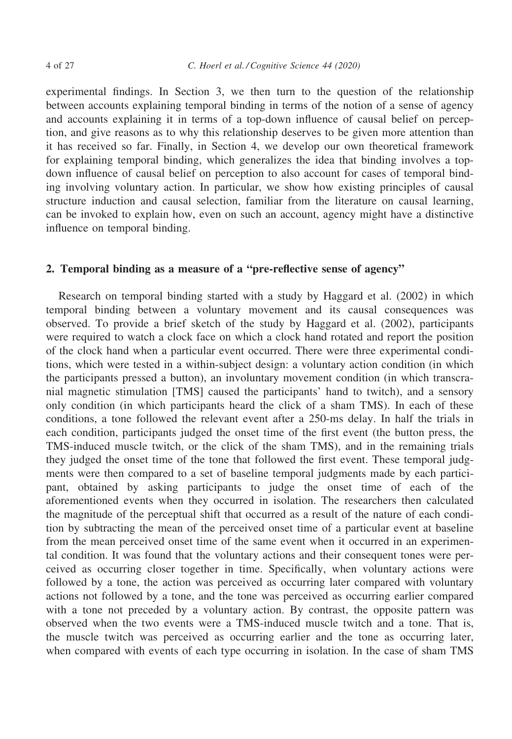experimental findings. In Section 3, we then turn to the question of the relationship between accounts explaining temporal binding in terms of the notion of a sense of agency and accounts explaining it in terms of a top-down influence of causal belief on perception, and give reasons as to why this relationship deserves to be given more attention than it has received so far. Finally, in Section 4, we develop our own theoretical framework for explaining temporal binding, which generalizes the idea that binding involves a top-down influence of causal belief on perception to also account for cases of temporal binding involving voluntary action. In particular, we show how existing principles of causal structure induction and causal selection, familiar from the literature on causal learning, can be invoked to explain how, even on such an account, agency might have a distinctive influence on temporal binding.

## 2. Temporal binding as a measure of a "pre-reflective sense of agency"

Research on temporal binding started with a study by Haggard et al. (2002) in which temporal binding between a voluntary movement and its causal consequences was observed. To provide a brief sketch of the study by Haggard et al. (2002), participants were required to watch a clock face on which a clock hand rotated and report the position of the clock hand when a particular event occurred. There were three experimental conditions, which were tested in a within-subject design: a voluntary action condition (in which the participants pressed a button), an involuntary movement condition (in which transcranial magnetic stimulation [TMS] caused the participants' hand to twitch), and a sensory only condition (in which participants heard the click of a sham TMS). In each of these conditions, a tone followed the relevant event after a 250-ms delay. In half the trials in each condition, participants judged the onset time of the first event (the button press, the TMS-induced muscle twitch, or the click of the sham TMS), and in the remaining trials they judged the onset time of the tone that followed the first event. These temporal judgments were then compared to a set of baseline temporal judgments made by each participant, obtained by asking participants to judge the onset time of each of the aforementioned events when they occurred in isolation. The researchers then calculated the magnitude of the perceptual shift that occurred as a result of the nature of each condition by subtracting the mean of the perceived onset time of a particular event at baseline from the mean perceived onset time of the same event when it occurred in an experimental condition. It was found that the voluntary actions and their consequent tones were perceived as occurring closer together in time. Specifically, when voluntary actions were followed by a tone, the action was perceived as occurring later compared with voluntary actions not followed by a tone, and the tone was perceived as occurring earlier compared with a tone not preceded by a voluntary action. By contrast, the opposite pattern was observed when the two events were a TMS-induced muscle twitch and a tone. That is, the muscle twitch was perceived as occurring earlier and the tone as occurring later, when compared with events of each type occurring in isolation. In the case of sham TMS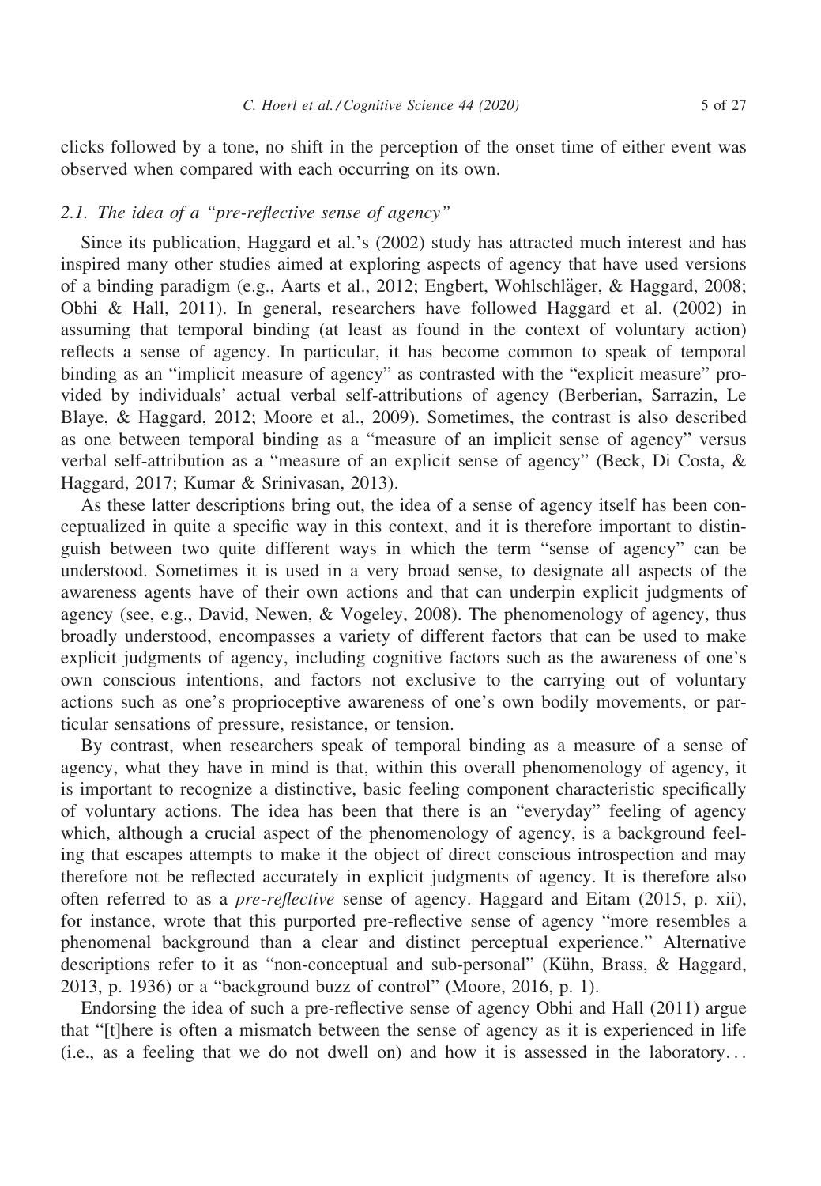clicks followed by a tone, no shift in the perception of the onset time of either event was observed when compared with each occurring on its own.

### 2.1. The idea of a "pre-reflective sense of agency"

Since its publication, Haggard et al.'s (2002) study has attracted much interest and has inspired many other studies aimed at exploring aspects of agency that have used versions of a binding paradigm (e.g., Aarts et al., 2012; Engbert, Wohlschläger, & Haggard, 2008; Obhi & Hall, 2011). In general, researchers have followed Haggard et al. (2002) in assuming that temporal binding (at least as found in the context of voluntary action) reflects a sense of agency. In particular, it has become common to speak of temporal binding as an "implicit measure of agency" as contrasted with the "explicit measure" provided by individuals' actual verbal self-attributions of agency (Berberian, Sarrazin, Le Blaye, & Haggard, 2012; Moore et al., 2009). Sometimes, the contrast is also described as one between temporal binding as a "measure of an implicit sense of agency" versus verbal self-attribution as a "measure of an explicit sense of agency" (Beck, Di Costa, & Haggard, 2017; Kumar & Srinivasan, 2013).

As these latter descriptions bring out, the idea of a sense of agency itself has been conceptualized in quite a specific way in this context, and it is therefore important to distinguish between two quite different ways in which the term "sense of agency" can be understood. Sometimes it is used in a very broad sense, to designate all aspects of the awareness agents have of their own actions and that can underpin explicit judgments of agency (see, e.g., David, Newen, & Vogeley, 2008). The phenomenology of agency, thus broadly understood, encompasses a variety of different factors that can be used to make explicit judgments of agency, including cognitive factors such as the awareness of one's own conscious intentions, and factors not exclusive to the carrying out of voluntary actions such as one's proprioceptive awareness of one's own bodily movements, or particular sensations of pressure, resistance, or tension.

By contrast, when researchers speak of temporal binding as a measure of a sense of agency, what they have in mind is that, within this overall phenomenology of agency, it is important to recognize a distinctive, basic feeling component characteristic specifically of voluntary actions. The idea has been that there is an "everyday" feeling of agency which, although a crucial aspect of the phenomenology of agency, is a background feeling that escapes attempts to make it the object of direct conscious introspection and may therefore not be reflected accurately in explicit judgments of agency. It is therefore also often referred to as a *pre-reflective* sense of agency. Haggard and Eitam (2015, p. xii), for instance, wrote that this purported pre-reflective sense of agency "more resembles a phenomenal background than a clear and distinct perceptual experience." Alternative descriptions refer to it as "non-conceptual and sub-personal" (Kühn, Brass, & Haggard, 2013, p. 1936) or a "background buzz of control" (Moore, 2016, p. 1).

Endorsing the idea of such a pre-reflective sense of agency Obhi and Hall (2011) argue that "[t]here is often a mismatch between the sense of agency as it is experienced in life (i.e., as a feeling that we do not dwell on) and how it is assessed in the laboratory...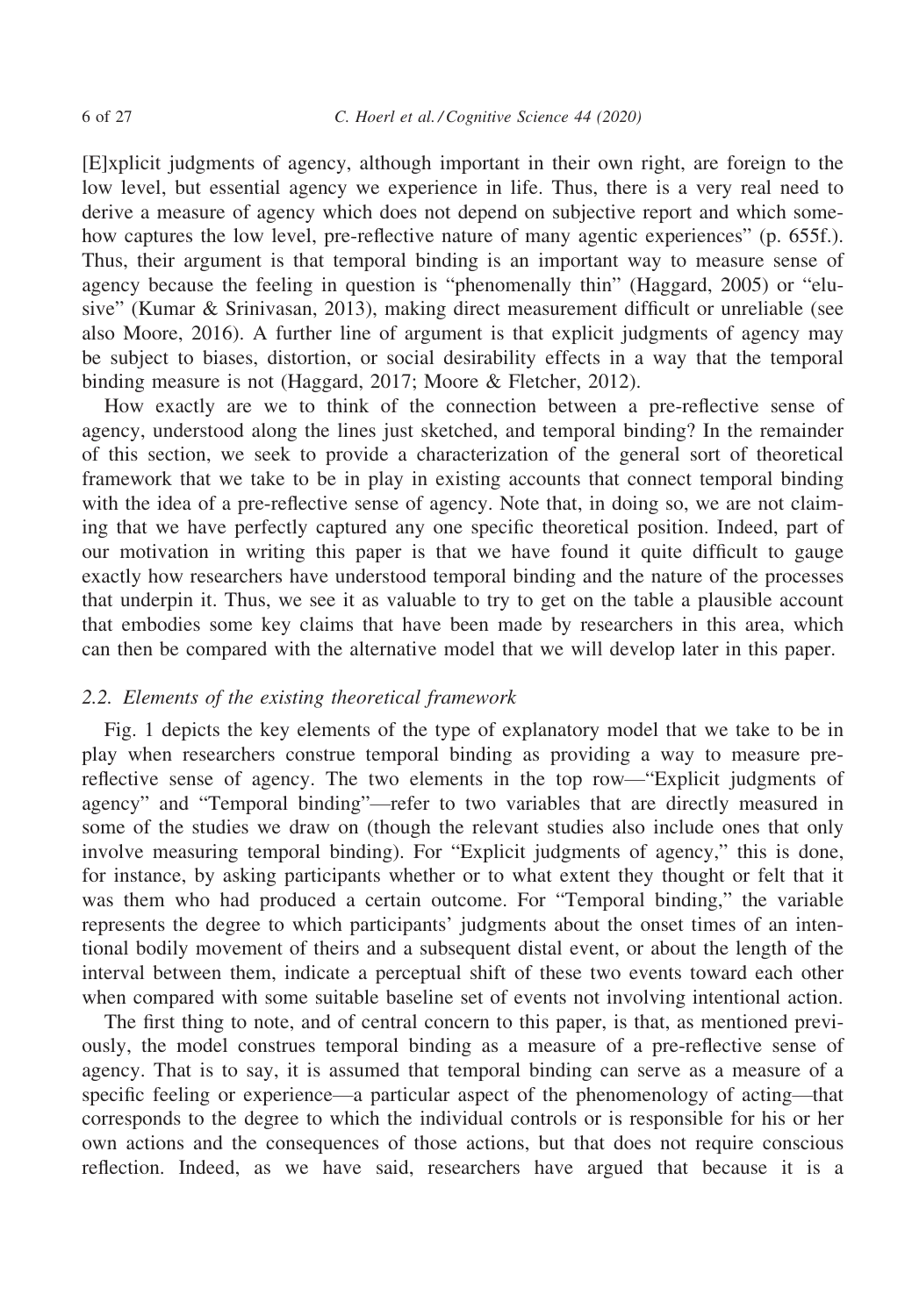[E]xplicit judgments of agency, although important in their own right, are foreign to the low level, but essential agency we experience in life. Thus, there is a very real need to derive a measure of agency which does not depend on subjective report and which somehow captures the low level, pre-reflective nature of many agentic experiences" (p. 655f.). Thus, their argument is that temporal binding is an important way to measure sense of agency because the feeling in question is "phenomenally thin" (Haggard, 2005) or "elusive" (Kumar & Srinivasan, 2013), making direct measurement difficult or unreliable (see also Moore, 2016). A further line of argument is that explicit judgments of agency may be subject to biases, distortion, or social desirability effects in a way that the temporal binding measure is not (Haggard, 2017; Moore & Fletcher, 2012).

How exactly are we to think of the connection between a pre-reflective sense of agency, understood along the lines just sketched, and temporal binding? In the remainder of this section, we seek to provide a characterization of the general sort of theoretical framework that we take to be in play in existing accounts that connect temporal binding with the idea of a pre-reflective sense of agency. Note that, in doing so, we are not claiming that we have perfectly captured any one specific theoretical position. Indeed, part of our motivation in writing this paper is that we have found it quite difficult to gauge exactly how researchers have understood temporal binding and the nature of the processes that underpin it. Thus, we see it as valuable to try to get on the table a plausible account that embodies some key claims that have been made by researchers in this area, which can then be compared with the alternative model that we will develop later in this paper.

### 2.2. Elements of the existing theoretical framework

Fig. 1 depicts the key elements of the type of explanatory model that we take to be in play when researchers construe temporal binding as providing a way to measure pre-reflective sense of agency. The two elements in the top row—"Explicit judgments of agency" and "Temporal binding"—refer to two variables that are directly measured in some of the studies we draw on (though the relevant studies also include ones that only involve measuring temporal binding). For "Explicit judgments of agency," this is done, for instance, by asking participants whether or to what extent they thought or felt that it was them who had produced a certain outcome. For "Temporal binding," the variable represents the degree to which participants' judgments about the onset times of an intentional bodily movement of theirs and a subsequent distal event, or about the length of the interval between them, indicate a perceptual shift of these two events toward each other when compared with some suitable baseline set of events not involving intentional action.

The first thing to note, and of central concern to this paper, is that, as mentioned previously, the model construes temporal binding as a measure of a pre-reflective sense of agency. That is to say, it is assumed that temporal binding can serve as a measure of a specific feeling or experience—a particular aspect of the phenomenology of acting—that corresponds to the degree to which the individual controls or is responsible for his or her own actions and the consequences of those actions, but that does not require conscious reflection. Indeed, as we have said, researchers have argued that because it is a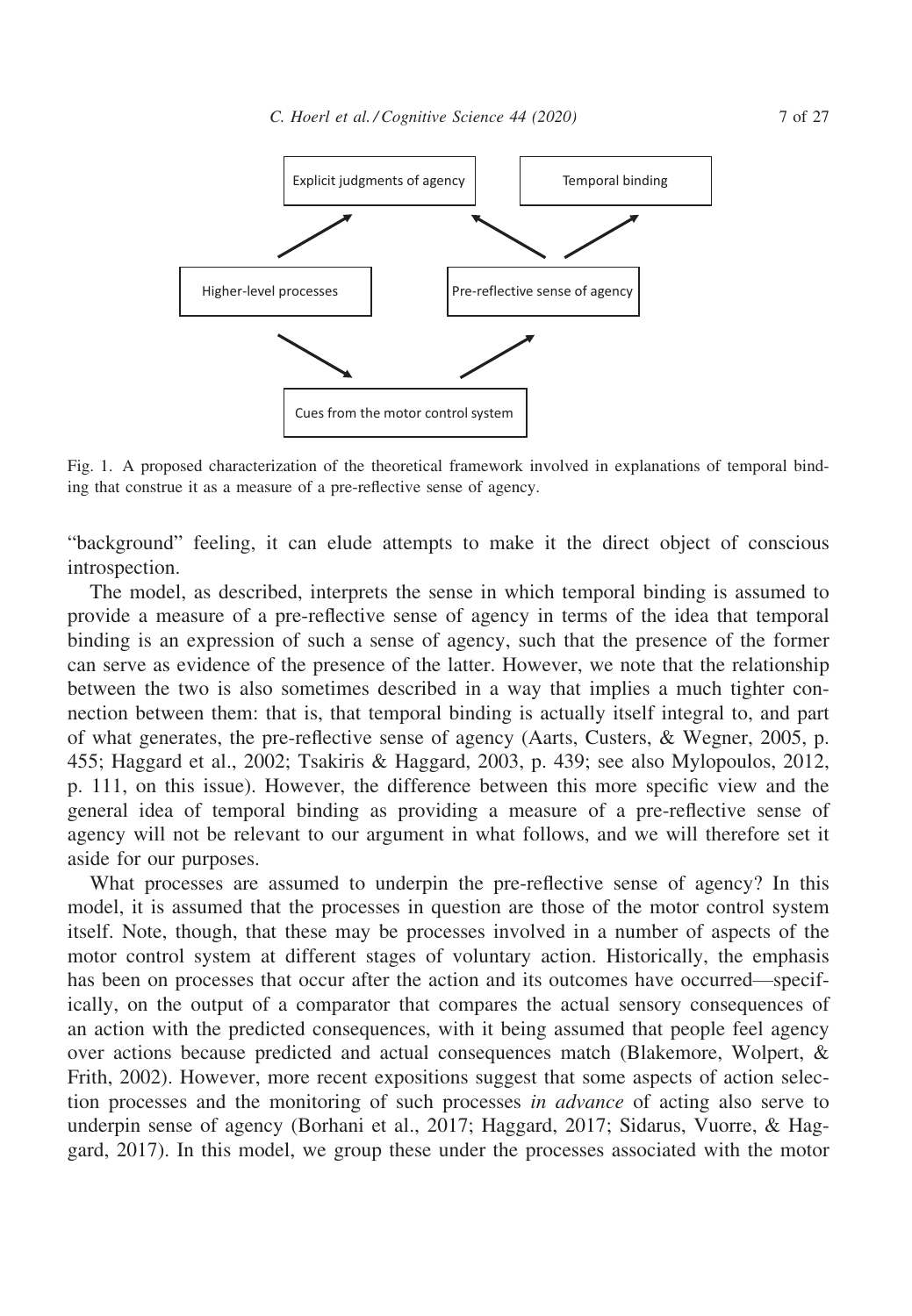Fig. 1. A proposed characterization of the theoretical framework involved in explanations of temporal binding that construe it as a measure of a pre-reflective sense of agency.

"background" feeling, it can elude attempts to make it the direct object of conscious introspection.

The model, as described, interprets the sense in which temporal binding is assumed to provide a measure of a pre-reflective sense of agency in terms of the idea that temporal binding is an expression of such a sense of agency, such that the presence of the former can serve as evidence of the presence of the latter. However, we note that the relationship between the two is also sometimes described in a way that implies a much tighter connection between them: that is, that temporal binding is actually itself integral to, and part of what generates, the pre-reflective sense of agency (Aarts, Custers, & Wegner, 2005, p. 455; Haggard et al., 2002; Tsakiris & Haggard, 2003, p. 439; see also Mylopoulos, 2012, p. 111, on this issue). However, the difference between this more specific view and the general idea of temporal binding as providing a measure of a pre-reflective sense of agency will not be relevant to our argument in what follows, and we will therefore set it aside for our purposes.

What processes are assumed to underpin the pre-reflective sense of agency? In this model, it is assumed that the processes in question are those of the motor control system itself. Note, though, that these may be processes involved in a number of aspects of the motor control system at different stages of voluntary action. Historically, the emphasis has been on processes that occur after the action and its outcomes have occurred—specifically, on the output of a comparator that compares the actual sensory consequences of an action with the predicted consequences, with it being assumed that people feel agency over actions because predicted and actual consequences match (Blakemore, Wolpert, & Frith, 2002). However, more recent expositions suggest that some aspects of action selection processes and the monitoring of such processes *in advance* of acting also serve to underpin sense of agency (Borhani et al., 2017; Haggard, 2017; Sidarus, Vuorre, & Haggard, 2017). In this model, we group these under the processes associated with the motor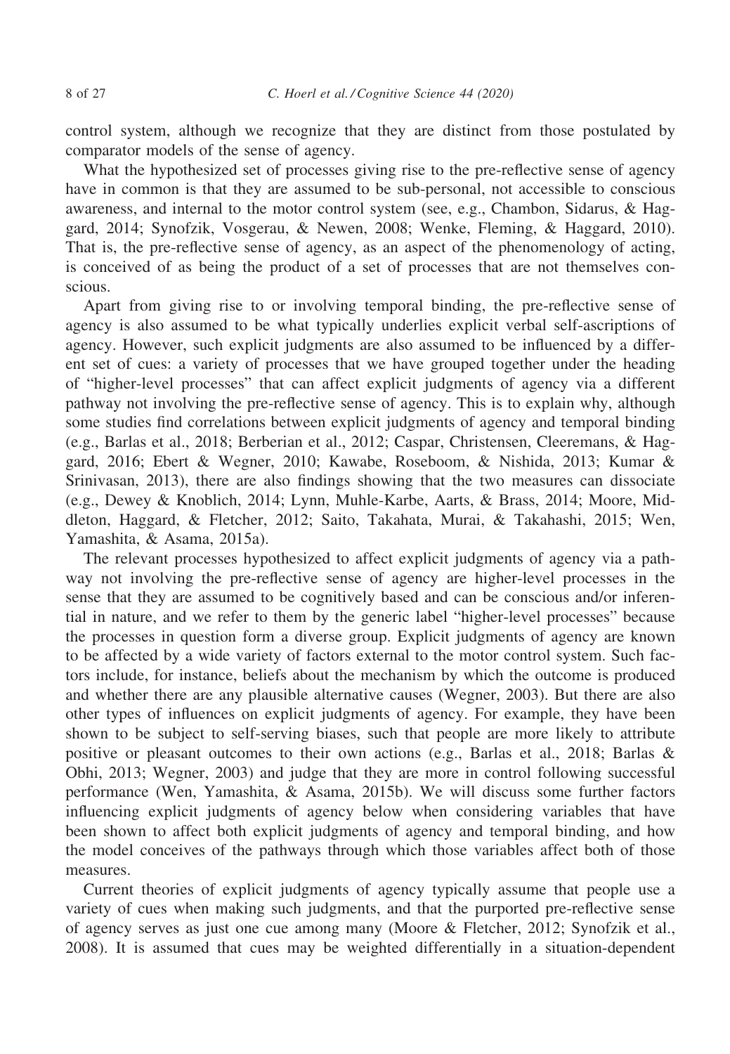control system, although we recognize that they are distinct from those postulated by comparator models of the sense of agency.

What the hypothesized set of processes giving rise to the pre-reflective sense of agency have in common is that they are assumed to be sub-personal, not accessible to conscious awareness, and internal to the motor control system (see, e.g., Chambon, Sidarus, & Haggard, 2014; Synofzik, Vosgerau, & Newen, 2008; Wenke, Fleming, & Haggard, 2010). That is, the pre-reflective sense of agency, as an aspect of the phenomenology of acting, is conceived of as being the product of a set of processes that are not themselves conscious.

Apart from giving rise to or involving temporal binding, the pre-reflective sense of agency is also assumed to be what typically underlies explicit verbal self-ascriptions of agency. However, such explicit judgments are also assumed to be influenced by a different set of cues: a variety of processes that we have grouped together under the heading of "higher-level processes" that can affect explicit judgments of agency via a different pathway not involving the pre-reflective sense of agency. This is to explain why, although some studies find correlations between explicit judgments of agency and temporal binding (e.g., Barlas et al., 2018; Berberian et al., 2012; Caspar, Christensen, Cleeremans, & Haggard, 2016; Ebert & Wegner, 2010; Kawabe, Roseboom, & Nishida, 2013; Kumar & Srinivasan, 2013), there are also findings showing that the two measures can dissociate (e.g., Dewey & Knoblich, 2014; Lynn, Muhle-Karbe, Aarts, & Brass, 2014; Moore, Middleton, Haggard, & Fletcher, 2012; Saito, Takahata, Murai, & Takahashi, 2015; Wen, Yamashita, & Asama, 2015a).

The relevant processes hypothesized to affect explicit judgments of agency via a pathway not involving the pre-reflective sense of agency are higher-level processes in the sense that they are assumed to be cognitively based and can be conscious and/or inferential in nature, and we refer to them by the generic label "higher-level processes" because the processes in question form a diverse group. Explicit judgments of agency are known to be affected by a wide variety of factors external to the motor control system. Such factors include, for instance, beliefs about the mechanism by which the outcome is produced and whether there are any plausible alternative causes (Wegner, 2003). But there are also other types of influences on explicit judgments of agency. For example, they have been shown to be subject to self-serving biases, such that people are more likely to attribute positive or pleasant outcomes to their own actions (e.g., Barlas et al., 2018; Barlas & Obhi, 2013; Wegner, 2003) and judge that they are more in control following successful performance (Wen, Yamashita, & Asama, 2015b). We will discuss some further factors influencing explicit judgments of agency below when considering variables that have been shown to affect both explicit judgments of agency and temporal binding, and how the model conceives of the pathways through which those variables affect both of those measures.

Current theories of explicit judgments of agency typically assume that people use a variety of cues when making such judgments, and that the purported pre-reflective sense of agency serves as just one cue among many (Moore & Fletcher, 2012; Synofzik et al., 2008). It is assumed that cues may be weighted differentially in a situation-dependent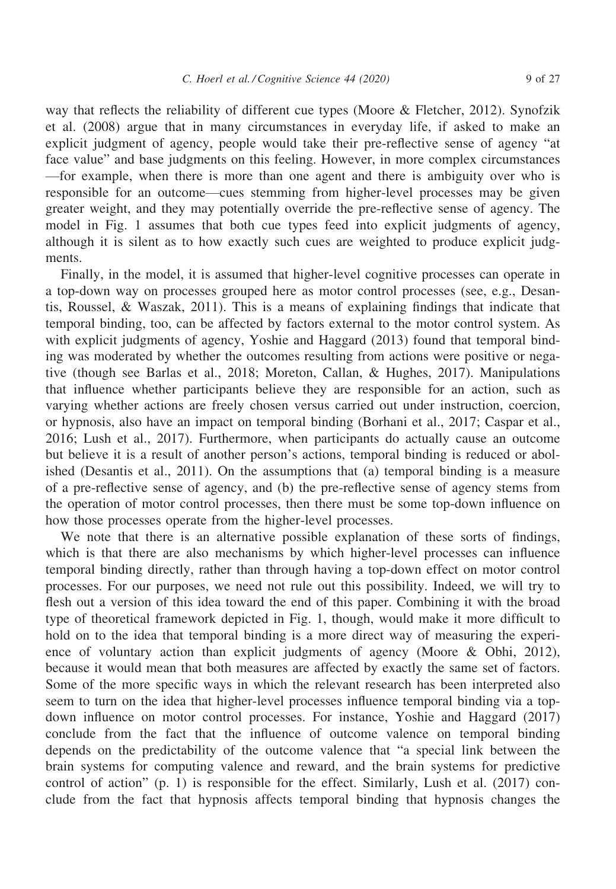way that reflects the reliability of different cue types (Moore & Fletcher, 2012). Synofzik et al. (2008) argue that in many circumstances in everyday life, if asked to make an explicit judgment of agency, people would take their pre-reflective sense of agency "at face value" and base judgments on this feeling. However, in more complex circumstances —for example, when there is more than one agent and there is ambiguity over who is responsible for an outcome—cues stemming from higher-level processes may be given greater weight, and they may potentially override the pre-reflective sense of agency. The model in Fig. 1 assumes that both cue types feed into explicit judgments of agency, although it is silent as to how exactly such cues are weighted to produce explicit judgments.

Finally, in the model, it is assumed that higher-level cognitive processes can operate in a top-down way on processes grouped here as motor control processes (see, e.g., Desantis, Roussel, & Waszak, 2011). This is a means of explaining findings that indicate that temporal binding, too, can be affected by factors external to the motor control system. As with explicit judgments of agency, Yoshie and Haggard (2013) found that temporal binding was moderated by whether the outcomes resulting from actions were positive or negative (though see Barlas et al., 2018; Moreton, Callan, & Hughes, 2017). Manipulations that influence whether participants believe they are responsible for an action, such as varying whether actions are freely chosen versus carried out under instruction, coercion, or hypnosis, also have an impact on temporal binding (Borhani et al., 2017; Caspar et al., 2016; Lush et al., 2017). Furthermore, when participants do actually cause an outcome but believe it is a result of another person's actions, temporal binding is reduced or abolished (Desantis et al., 2011). On the assumptions that (a) temporal binding is a measure of a pre-reflective sense of agency, and (b) the pre-reflective sense of agency stems from the operation of motor control processes, then there must be some top-down influence on how those processes operate from the higher-level processes.

We note that there is an alternative possible explanation of these sorts of findings, which is that there are also mechanisms by which higher-level processes can influence temporal binding directly, rather than through having a top-down effect on motor control processes. For our purposes, we need not rule out this possibility. Indeed, we will try to flesh out a version of this idea toward the end of this paper. Combining it with the broad type of theoretical framework depicted in Fig. 1, though, would make it more difficult to hold on to the idea that temporal binding is a more direct way of measuring the experience of voluntary action than explicit judgments of agency (Moore & Obhi, 2012), because it would mean that both measures are affected by exactly the same set of factors. Some of the more specific ways in which the relevant research has been interpreted also seem to turn on the idea that higher-level processes influence temporal binding via a top-down influence on motor control processes. For instance, Yoshie and Haggard (2017) conclude from the fact that the influence of outcome valence on temporal binding depends on the predictability of the outcome valence that "a special link between the brain systems for computing valence and reward, and the brain systems for predictive control of action" (p. 1) is responsible for the effect. Similarly, Lush et al. (2017) conclude from the fact that hypnosis affects temporal binding that hypnosis changes the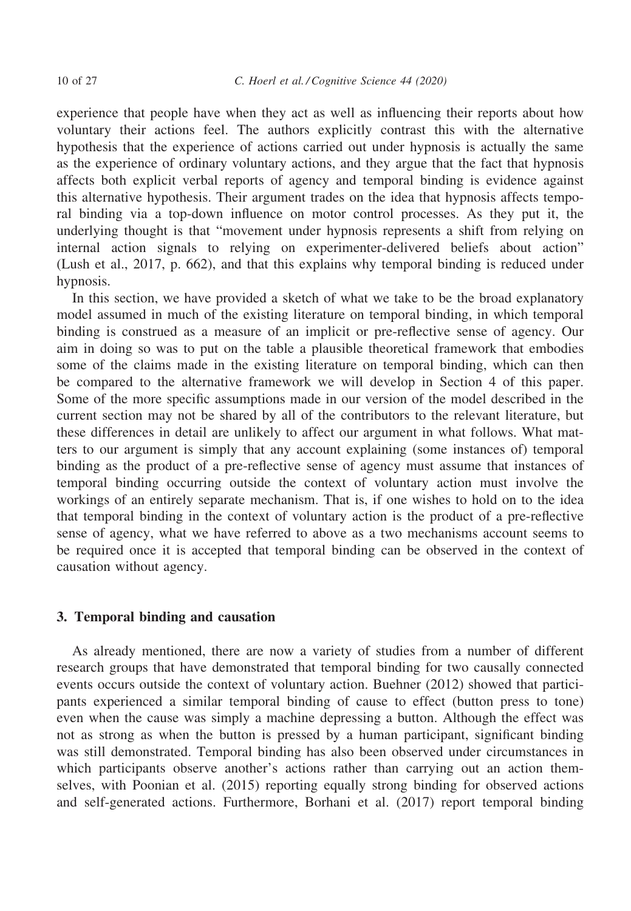experience that people have when they act as well as influencing their reports about how voluntary their actions feel. The authors explicitly contrast this with the alternative hypothesis that the experience of actions carried out under hypnosis is actually the same as the experience of ordinary voluntary actions, and they argue that the fact that hypnosis affects both explicit verbal reports of agency and temporal binding is evidence against this alternative hypothesis. Their argument trades on the idea that hypnosis affects temporal binding via a top-down influence on motor control processes. As they put it, the underlying thought is that "movement under hypnosis represents a shift from relying on internal action signals to relying on experimenter-delivered beliefs about action" (Lush et al., 2017, p. 662), and that this explains why temporal binding is reduced under hypnosis.

In this section, we have provided a sketch of what we take to be the broad explanatory model assumed in much of the existing literature on temporal binding, in which temporal binding is construed as a measure of an implicit or pre-reflective sense of agency. Our aim in doing so was to put on the table a plausible theoretical framework that embodies some of the claims made in the existing literature on temporal binding, which can then be compared to the alternative framework we will develop in Section 4 of this paper. Some of the more specific assumptions made in our version of the model described in the current section may not be shared by all of the contributors to the relevant literature, but these differences in detail are unlikely to affect our argument in what follows. What matters to our argument is simply that any account explaining (some instances of) temporal binding as the product of a pre-reflective sense of agency must assume that instances of temporal binding occurring outside the context of voluntary action must involve the workings of an entirely separate mechanism. That is, if one wishes to hold on to the idea that temporal binding in the context of voluntary action is the product of a pre-reflective sense of agency, what we have referred to above as a two mechanisms account seems to be required once it is accepted that temporal binding can be observed in the context of causation without agency.

## 3. Temporal binding and causation

As already mentioned, there are now a variety of studies from a number of different research groups that have demonstrated that temporal binding for two causally connected events occurs outside the context of voluntary action. Buehner (2012) showed that participants experienced a similar temporal binding of cause to effect (button press to tone) even when the cause was simply a machine depressing a button. Although the effect was not as strong as when the button is pressed by a human participant, significant binding was still demonstrated. Temporal binding has also been observed under circumstances in which participants observe another's actions rather than carrying out an action themselves, with Poonian et al. (2015) reporting equally strong binding for observed actions and self-generated actions. Furthermore, Borhani et al. (2017) report temporal binding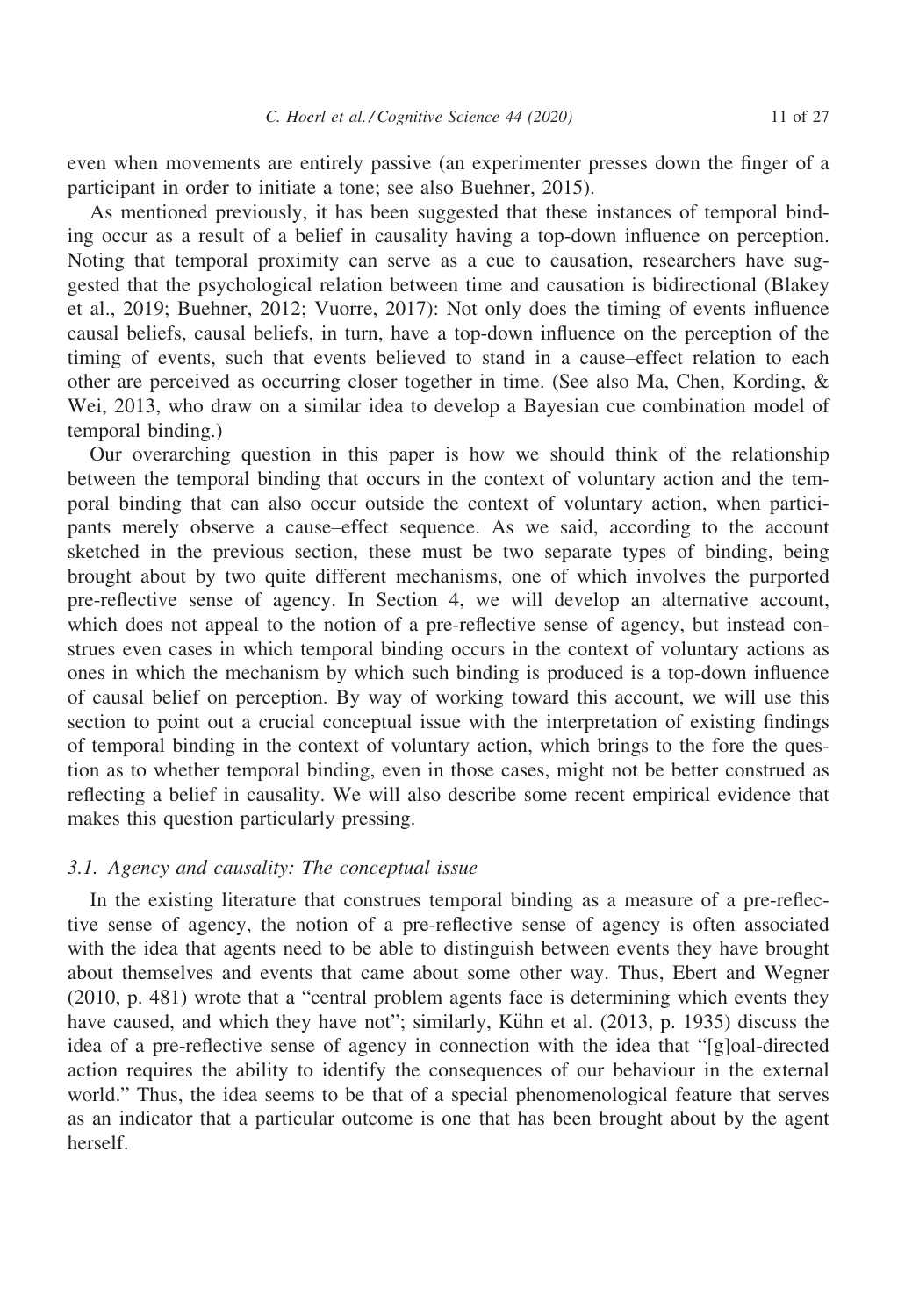even when movements are entirely passive (an experimenter presses down the finger of a participant in order to initiate a tone; see also Buehner, 2015).

As mentioned previously, it has been suggested that these instances of temporal binding occur as a result of a belief in causality having a top-down influence on perception. Noting that temporal proximity can serve as a cue to causation, researchers have suggested that the psychological relation between time and causation is bidirectional (Blakey et al., 2019; Buehner, 2012; Vuorre, 2017): Not only does the timing of events influence causal beliefs, causal beliefs, in turn, have a top-down influence on the perception of the timing of events, such that events believed to stand in a cause–effect relation to each other are perceived as occurring closer together in time. (See also Ma, Chen, Kording, & Wei, 2013, who draw on a similar idea to develop a Bayesian cue combination model of temporal binding.)

Our overarching question in this paper is how we should think of the relationship between the temporal binding that occurs in the context of voluntary action and the temporal binding that can also occur outside the context of voluntary action, when participants merely observe a cause–effect sequence. As we said, according to the account sketched in the previous section, these must be two separate types of binding, being brought about by two quite different mechanisms, one of which involves the purported pre-reflective sense of agency. In Section 4, we will develop an alternative account, which does not appeal to the notion of a pre-reflective sense of agency, but instead construes even cases in which temporal binding occurs in the context of voluntary actions as ones in which the mechanism by which such binding is produced is a top-down influence of causal belief on perception. By way of working toward this account, we will use this section to point out a crucial conceptual issue with the interpretation of existing findings of temporal binding in the context of voluntary action, which brings to the fore the question as to whether temporal binding, even in those cases, might not be better construed as reflecting a belief in causality. We will also describe some recent empirical evidence that makes this question particularly pressing.

### 3.1. *Agency and causality: The conceptual issue*

In the existing literature that construes temporal binding as a measure of a pre-reflective sense of agency, the notion of a pre-reflective sense of agency is often associated with the idea that agents need to be able to distinguish between events they have brought about themselves and events that came about some other way. Thus, Ebert and Wegner (2010, p. 481) wrote that a "central problem agents face is determining which events they have caused, and which they have not"; similarly, Kühn et al. (2013, p. 1935) discuss the idea of a pre-reflective sense of agency in connection with the idea that "[g]oal-directed action requires the ability to identify the consequences of our behaviour in the external world." Thus, the idea seems to be that of a special phenomenological feature that serves as an indicator that a particular outcome is one that has been brought about by the agent herself.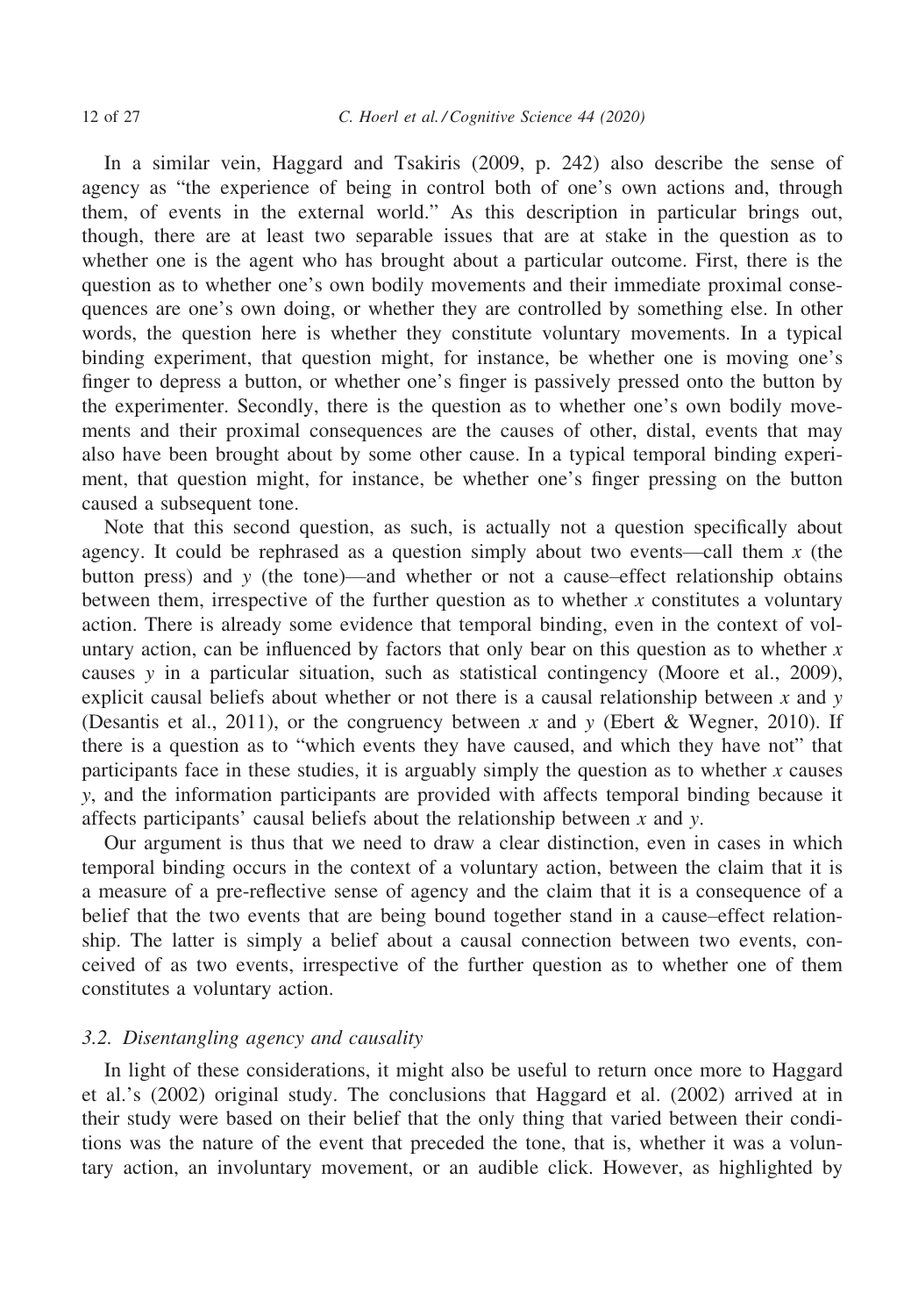In a similar vein, Haggard and Tsakiris (2009, p. 242) also describe the sense of agency as "the experience of being in control both of one's own actions and, through them, of events in the external world." As this description in particular brings out, though, there are at least two separable issues that are at stake in the question as to whether one is the agent who has brought about a particular outcome. First, there is the question as to whether one's own bodily movements and their immediate proximal consequences are one's own doing, or whether they are controlled by something else. In other words, the question here is whether they constitute voluntary movements. In a typical binding experiment, that question might, for instance, be whether one is moving one's finger to depress a button, or whether one's finger is passively pressed onto the button by the experimenter. Secondly, there is the question as to whether one's own bodily movements and their proximal consequences are the causes of other, distal, events that may also have been brought about by some other cause. In a typical temporal binding experiment, that question might, for instance, be whether one's finger pressing on the button caused a subsequent tone.

Note that this second question, as such, is actually not a question specifically about agency. It could be rephrased as a question simply about two events—call them $x$ (the button press) and $y$ (the tone)—and whether or not a cause–effect relationship obtains between them, irrespective of the further question as to whether $x$ constitutes a voluntary action. There is already some evidence that temporal binding, even in the context of voluntary action, can be influenced by factors that only bear on this question as to whether $x$ causes $y$ in a particular situation, such as statistical contingency (Moore et al., 2009), explicit causal beliefs about whether or not there is a causal relationship between $x$ and $y$ (Desantis et al., 2011), or the congruency between $x$ and $y$ (Ebert & Wegner, 2010). If there is a question as to "which events they have caused, and which they have not" that participants face in these studies, it is arguably simply the question as to whether $x$ causes $y$, and the information participants are provided with affects temporal binding because it affects participants' causal beliefs about the relationship between $x$ and $y$.

Our argument is thus that we need to draw a clear distinction, even in cases in which temporal binding occurs in the context of a voluntary action, between the claim that it is a measure of a pre-reflective sense of agency and the claim that it is a consequence of a belief that the two events that are being bound together stand in a cause–effect relationship. The latter is simply a belief about a causal connection between two events, conceived of as two events, irrespective of the further question as to whether one of them constitutes a voluntary action.

### 3.2. Disentangling agency and causality

In light of these considerations, it might also be useful to return once more to Haggard et al.'s (2002) original study. The conclusions that Haggard et al. (2002) arrived at in their study were based on their belief that the only thing that varied between their conditions was the nature of the event that preceded the tone, that is, whether it was a voluntary action, an involuntary movement, or an audible click. However, as highlighted by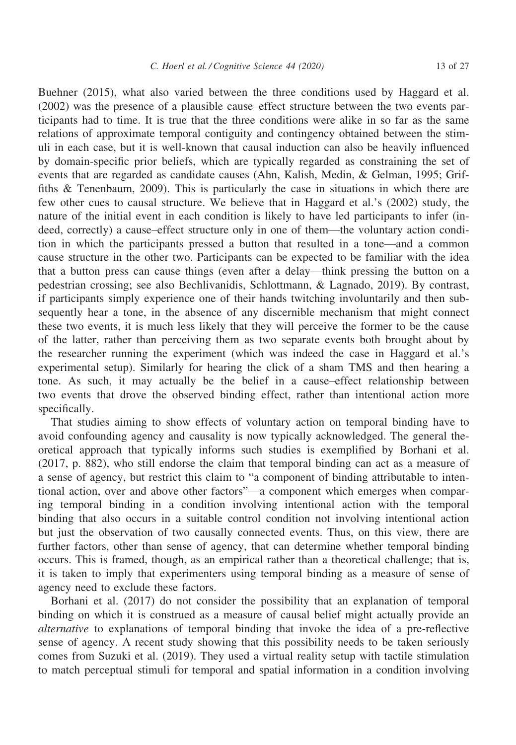Buehner (2015), what also varied between the three conditions used by Haggard et al. (2002) was the presence of a plausible cause–effect structure between the two events participants had to time. It is true that the three conditions were alike in so far as the same relations of approximate temporal contiguity and contingency obtained between the stimuli in each case, but it is well-known that causal induction can also be heavily influenced by domain-specific prior beliefs, which are typically regarded as constraining the set of events that are regarded as candidate causes (Ahn, Kalish, Medin, & Gelman, 1995; Griffiths & Tenenbaum, 2009). This is particularly the case in situations in which there are few other cues to causal structure. We believe that in Haggard et al.'s (2002) study, the nature of the initial event in each condition is likely to have led participants to infer (indeed, correctly) a cause–effect structure only in one of them—the voluntary action condition in which the participants pressed a button that resulted in a tone—and a common cause structure in the other two. Participants can be expected to be familiar with the idea that a button press can cause things (even after a delay—think pressing the button on a pedestrian crossing; see also Bechlivanidis, Schlottmann, & Lagnado, 2019). By contrast, if participants simply experience one of their hands twitching involuntarily and then subsequently hear a tone, in the absence of any discernible mechanism that might connect these two events, it is much less likely that they will perceive the former to be the cause of the latter, rather than perceiving them as two separate events both brought about by the researcher running the experiment (which was indeed the case in Haggard et al.'s experimental setup). Similarly for hearing the click of a sham TMS and then hearing a tone. As such, it may actually be the belief in a cause–effect relationship between two events that drove the observed binding effect, rather than intentional action more specifically.

That studies aiming to show effects of voluntary action on temporal binding have to avoid confounding agency and causality is now typically acknowledged. The general theoretical approach that typically informs such studies is exemplified by Borhani et al. (2017, p. 882), who still endorse the claim that temporal binding can act as a measure of a sense of agency, but restrict this claim to "a component of binding attributable to intentional action, over and above other factors"—a component which emerges when comparing temporal binding in a condition involving intentional action with the temporal binding that also occurs in a suitable control condition not involving intentional action but just the observation of two causally connected events. Thus, on this view, there are further factors, other than sense of agency, that can determine whether temporal binding occurs. This is framed, though, as an empirical rather than a theoretical challenge; that is, it is taken to imply that experimenters using temporal binding as a measure of sense of agency need to exclude these factors.

Borhani et al. (2017) do not consider the possibility that an explanation of temporal binding on which it is construed as a measure of causal belief might actually provide an *alternative* to explanations of temporal binding that invoke the idea of a pre-reflective sense of agency. A recent study showing that this possibility needs to be taken seriously comes from Suzuki et al. (2019). They used a virtual reality setup with tactile stimulation to match perceptual stimuli for temporal and spatial information in a condition involving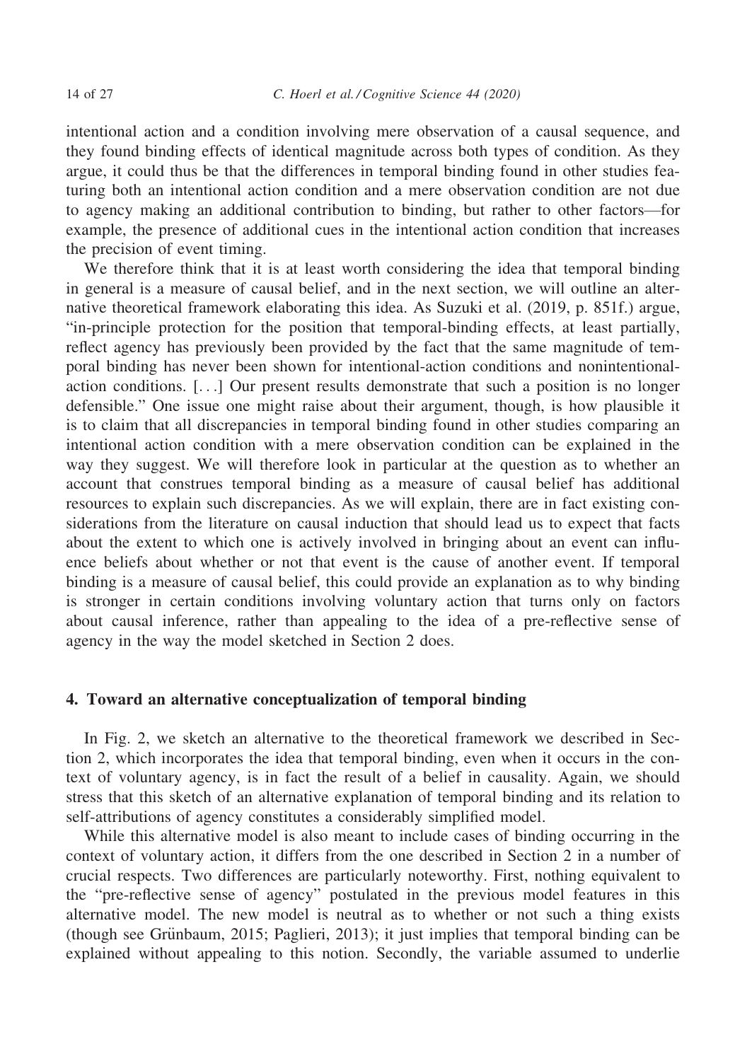intentional action and a condition involving mere observation of a causal sequence, and they found binding effects of identical magnitude across both types of condition. As they argue, it could thus be that the differences in temporal binding found in other studies featuring both an intentional action condition and a mere observation condition are not due to agency making an additional contribution to binding, but rather to other factors—for example, the presence of additional cues in the intentional action condition that increases the precision of event timing.

We therefore think that it is at least worth considering the idea that temporal binding in general is a measure of causal belief, and in the next section, we will outline an alternative theoretical framework elaborating this idea. As Suzuki et al. (2019, p. 851f.) argue, "in-principle protection for the position that temporal-binding effects, at least partially, reflect agency has previously been provided by the fact that the same magnitude of temporal binding has never been shown for intentional-action conditions and nonintentional-action conditions. [...] Our present results demonstrate that such a position is no longer defensible." One issue one might raise about their argument, though, is how plausible it is to claim that all discrepancies in temporal binding found in other studies comparing an intentional action condition with a mere observation condition can be explained in the way they suggest. We will therefore look in particular at the question as to whether an account that construes temporal binding as a measure of causal belief has additional resources to explain such discrepancies. As we will explain, there are in fact existing considerations from the literature on causal induction that should lead us to expect that facts about the extent to which one is actively involved in bringing about an event can influence beliefs about whether or not that event is the cause of another event. If temporal binding is a measure of causal belief, this could provide an explanation as to why binding is stronger in certain conditions involving voluntary action that turns only on factors about causal inference, rather than appealing to the idea of a pre-reflective sense of agency in the way the model sketched in Section 2 does.

## 4. Toward an alternative conceptualization of temporal binding

In Fig. 2, we sketch an alternative to the theoretical framework we described in Section 2, which incorporates the idea that temporal binding, even when it occurs in the context of voluntary agency, is in fact the result of a belief in causality. Again, we should stress that this sketch of an alternative explanation of temporal binding and its relation to self-attributions of agency constitutes a considerably simplified model.

While this alternative model is also meant to include cases of binding occurring in the context of voluntary action, it differs from the one described in Section 2 in a number of crucial respects. Two differences are particularly noteworthy. First, nothing equivalent to the "pre-reflective sense of agency" postulated in the previous model features in this alternative model. The new model is neutral as to whether or not such a thing exists (though see Grünbaum, 2015; Paglieri, 2013); it just implies that temporal binding can be explained without appealing to this notion. Secondly, the variable assumed to underlie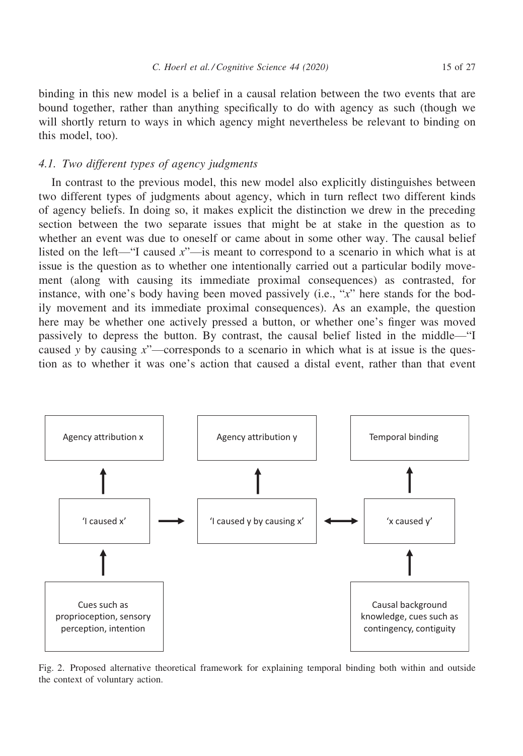binding in this new model is a belief in a causal relation between the two events that are bound together, rather than anything specifically to do with agency as such (though we will shortly return to ways in which agency might nevertheless be relevant to binding on this model, too).

### 4.1. Two different types of agency judgments

In contrast to the previous model, this new model also explicitly distinguishes between two different types of judgments about agency, which in turn reflect two different kinds of agency beliefs. In doing so, it makes explicit the distinction we drew in the preceding section between the two separate issues that might be at stake in the question as to whether an event was due to oneself or came about in some other way. The causal belief listed on the left—"I caused *x*"—is meant to correspond to a scenario in which what is at issue is the question as to whether one intentionally carried out a particular bodily movement (along with causing its immediate proximal consequences) as contrasted, for instance, with one's body having been moved passively (i.e., "*x*" here stands for the bodily movement and its immediate proximal consequences). As an example, the question here may be whether one actively pressed a button, or whether one's finger was moved passively to depress the button. By contrast, the causal belief listed in the middle—"I caused *y* by causing *x*"—corresponds to a scenario in which what is at issue is the question as to whether it was one's action that caused a distal event, rather than that event

Agency attribution x

Agency attribution y

Temporal binding

'I caused x'

'I caused y by causing x'

'x caused y'

Cues such as proprioception, sensory perception, intention

Causal background knowledge, cues such as contingency, contiguity

Fig. 2. Proposed alternative theoretical framework for explaining temporal binding both within and outside the context of voluntary action.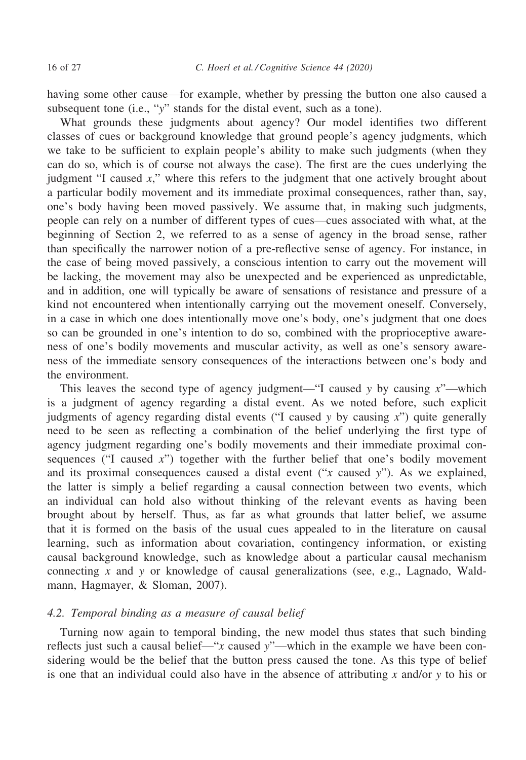having some other cause—for example, whether by pressing the button one also caused a subsequent tone (i.e., "$y$" stands for the distal event, such as a tone).

What grounds these judgments about agency? Our model identifies two different classes of cues or background knowledge that ground people's agency judgments, which we take to be sufficient to explain people's ability to make such judgments (when they can do so, which is of course not always the case). The first are the cues underlying the judgment "I caused $x$," where this refers to the judgment that one actively brought about a particular bodily movement and its immediate proximal consequences, rather than, say, one's body having been moved passively. We assume that, in making such judgments, people can rely on a number of different types of cues—cues associated with what, at the beginning of Section 2, we referred to as a sense of agency in the broad sense, rather than specifically the narrower notion of a pre-reflective sense of agency. For instance, in the case of being moved passively, a conscious intention to carry out the movement will be lacking, the movement may also be unexpected and be experienced as unpredictable, and in addition, one will typically be aware of sensations of resistance and pressure of a kind not encountered when intentionally carrying out the movement oneself. Conversely, in a case in which one does intentionally move one's body, one's judgment that one does so can be grounded in one's intention to do so, combined with the proprioceptive awareness of one's bodily movements and muscular activity, as well as one's sensory awareness of the immediate sensory consequences of the interactions between one's body and the environment.

This leaves the second type of agency judgment—"I caused $y$ by causing $x$"—which is a judgment of agency regarding a distal event. As we noted before, such explicit judgments of agency regarding distal events ("I caused $y$ by causing $x$") quite generally need to be seen as reflecting a combination of the belief underlying the first type of agency judgment regarding one's bodily movements and their immediate proximal consequences ("I caused $x$") together with the further belief that one's bodily movement and its proximal consequences caused a distal event ("$x$ caused $y$"). As we explained, the latter is simply a belief regarding a causal connection between two events, which an individual can hold also without thinking of the relevant events as having been brought about by herself. Thus, as far as what grounds that latter belief, we assume that it is formed on the basis of the usual cues appealed to in the literature on causal learning, such as information about covariation, contingency information, or existing causal background knowledge, such as knowledge about a particular causal mechanism connecting $x$ and $y$ or knowledge of causal generalizations (see, e.g., Lagnado, Waldmann, Hagmayer, & Sloman, 2007).

### 4.2. Temporal binding as a measure of causal belief

Turning now again to temporal binding, the new model thus states that such binding reflects just such a causal belief—"$x$ caused $y$"—which in the example we have been considering would be the belief that the button press caused the tone. As this type of belief is one that an individual could also have in the absence of attributing $x$ and/or $y$ to his or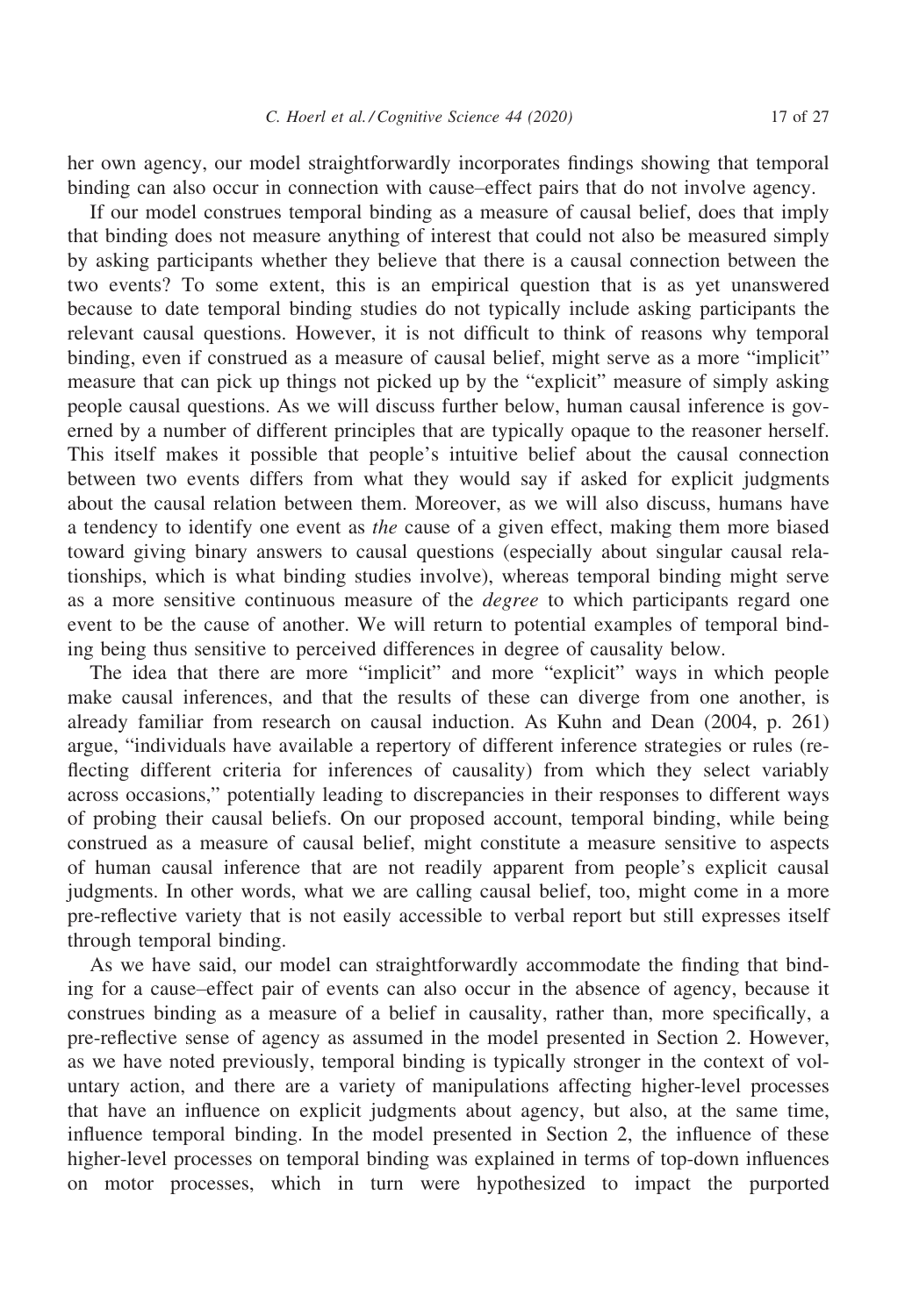her own agency, our model straightforwardly incorporates findings showing that temporal binding can also occur in connection with cause–effect pairs that do not involve agency.

If our model construes temporal binding as a measure of causal belief, does that imply that binding does not measure anything of interest that could not also be measured simply by asking participants whether they believe that there is a causal connection between the two events? To some extent, this is an empirical question that is as yet unanswered because to date temporal binding studies do not typically include asking participants the relevant causal questions. However, it is not difficult to think of reasons why temporal binding, even if construed as a measure of causal belief, might serve as a more "implicit" measure that can pick up things not picked up by the "explicit" measure of simply asking people causal questions. As we will discuss further below, human causal inference is governed by a number of different principles that are typically opaque to the reasoner herself. This itself makes it possible that people's intuitive belief about the causal connection between two events differs from what they would say if asked for explicit judgments about the causal relation between them. Moreover, as we will also discuss, humans have a tendency to identify one event as *the* cause of a given effect, making them more biased toward giving binary answers to causal questions (especially about singular causal relationships, which is what binding studies involve), whereas temporal binding might serve as a more sensitive continuous measure of the *degree* to which participants regard one event to be the cause of another. We will return to potential examples of temporal binding being thus sensitive to perceived differences in degree of causality below.

The idea that there are more "implicit" and more "explicit" ways in which people make causal inferences, and that the results of these can diverge from one another, is already familiar from research on causal induction. As Kuhn and Dean (2004, p. 261) argue, "individuals have available a repertory of different inference strategies or rules (reflecting different criteria for inferences of causality) from which they select variably across occasions," potentially leading to discrepancies in their responses to different ways of probing their causal beliefs. On our proposed account, temporal binding, while being construed as a measure of causal belief, might constitute a measure sensitive to aspects of human causal inference that are not readily apparent from people's explicit causal judgments. In other words, what we are calling causal belief, too, might come in a more pre-reflective variety that is not easily accessible to verbal report but still expresses itself through temporal binding.

As we have said, our model can straightforwardly accommodate the finding that binding for a cause–effect pair of events can also occur in the absence of agency, because it construes binding as a measure of a belief in causality, rather than, more specifically, a pre-reflective sense of agency as assumed in the model presented in Section 2. However, as we have noted previously, temporal binding is typically stronger in the context of voluntary action, and there are a variety of manipulations affecting higher-level processes that have an influence on explicit judgments about agency, but also, at the same time, influence temporal binding. In the model presented in Section 2, the influence of these higher-level processes on temporal binding was explained in terms of top-down influences on motor processes, which in turn were hypothesized to impact the purported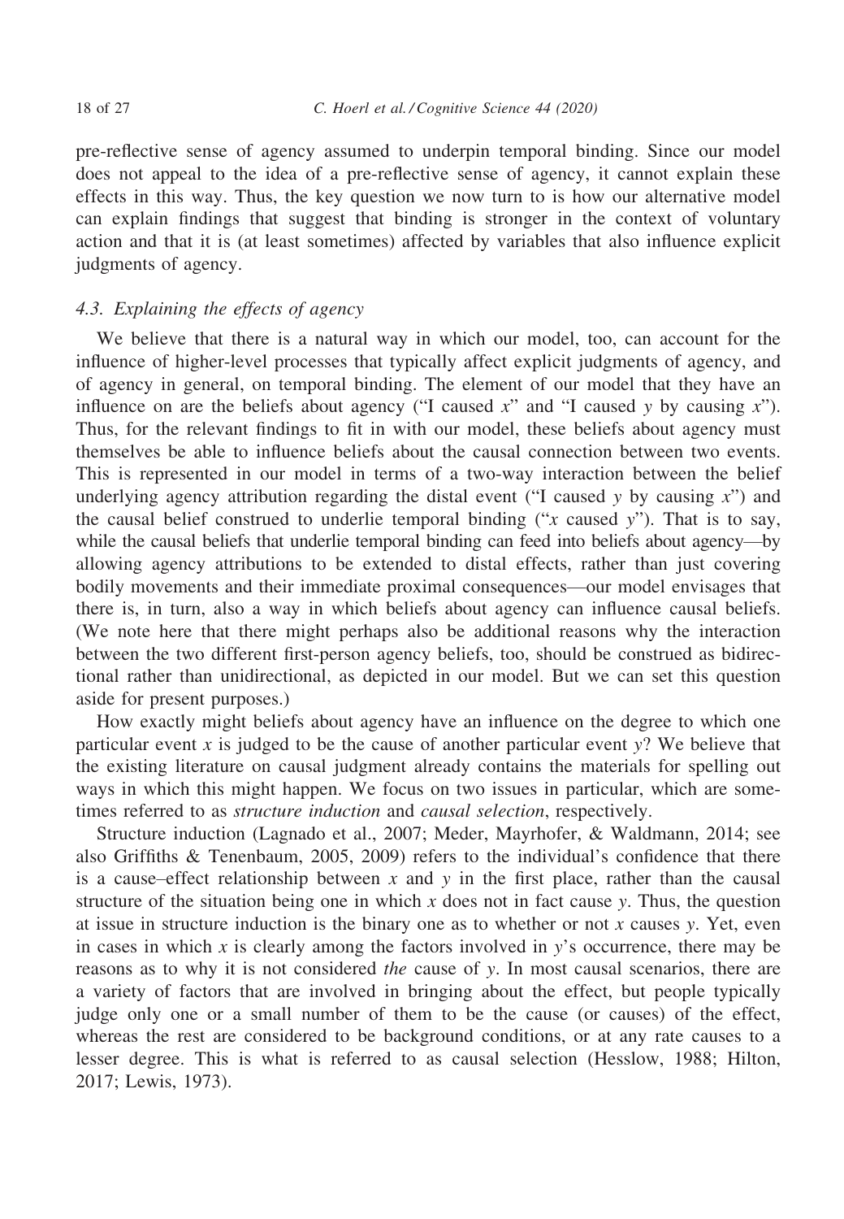pre-reflective sense of agency assumed to underpin temporal binding. Since our model does not appeal to the idea of a pre-reflective sense of agency, it cannot explain these effects in this way. Thus, the key question we now turn to is how our alternative model can explain findings that suggest that binding is stronger in the context of voluntary action and that it is (at least sometimes) affected by variables that also influence explicit judgments of agency.

### 4.3. Explaining the effects of agency

We believe that there is a natural way in which our model, too, can account for the influence of higher-level processes that typically affect explicit judgments of agency, and of agency in general, on temporal binding. The element of our model that they have an influence on are the beliefs about agency ("I caused $x$" and "I caused $y$ by causing $x$"). Thus, for the relevant findings to fit in with our model, these beliefs about agency must themselves be able to influence beliefs about the causal connection between two events. This is represented in our model in terms of a two-way interaction between the belief underlying agency attribution regarding the distal event ("I caused $y$ by causing $x$") and the causal belief construed to underlie temporal binding ("$x$ caused $y$"). That is to say, while the causal beliefs that underlie temporal binding can feed into beliefs about agency—by allowing agency attributions to be extended to distal effects, rather than just covering bodily movements and their immediate proximal consequences—our model envisages that there is, in turn, also a way in which beliefs about agency can influence causal beliefs. (We note here that there might perhaps also be additional reasons why the interaction between the two different first-person agency beliefs, too, should be construed as bidirectional rather than unidirectional, as depicted in our model. But we can set this question aside for present purposes.)

How exactly might beliefs about agency have an influence on the degree to which one particular event $x$ is judged to be the cause of another particular event $y$? We believe that the existing literature on causal judgment already contains the materials for spelling out ways in which this might happen. We focus on two issues in particular, which are sometimes referred to as *structure induction* and *causal selection*, respectively.

Structure induction (Lagnado et al., 2007; Meder, Mayrhofer, & Waldmann, 2014; see also Griffiths & Tenenbaum, 2005, 2009) refers to the individual's confidence that there is a cause–effect relationship between $x$ and $y$ in the first place, rather than the causal structure of the situation being one in which $x$ does not in fact cause $y$. Thus, the question at issue in structure induction is the binary one as to whether or not $x$ causes $y$. Yet, even in cases in which $x$ is clearly among the factors involved in $y$'s occurrence, there may be reasons as to why it is not considered *the* cause of $y$. In most causal scenarios, there are a variety of factors that are involved in bringing about the effect, but people typically judge only one or a small number of them to be the cause (or causes) of the effect, whereas the rest are considered to be background conditions, or at any rate causes to a lesser degree. This is what is referred to as causal selection (Hesslow, 1988; Hilton, 2017; Lewis, 1973).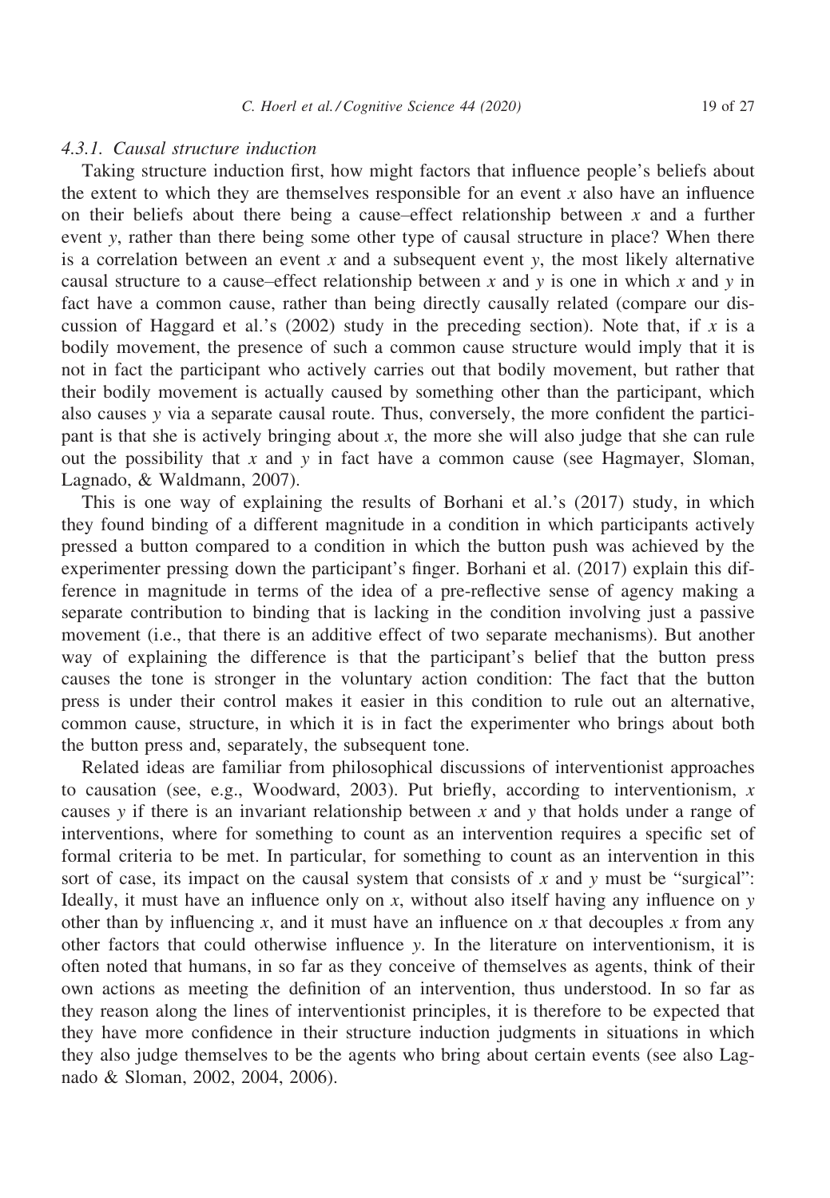#### 4.3.1. Causal structure induction

Taking structure induction first, how might factors that influence people's beliefs about the extent to which they are themselves responsible for an event $x$ also have an influence on their beliefs about there being a cause–effect relationship between $x$ and a further event $y$, rather than there being some other type of causal structure in place? When there is a correlation between an event $x$ and a subsequent event $y$, the most likely alternative causal structure to a cause–effect relationship between $x$ and $y$ is one in which $x$ and $y$ in fact have a common cause, rather than being directly causally related (compare our discussion of Haggard et al.'s (2002) study in the preceding section). Note that, if $x$ is a bodily movement, the presence of such a common cause structure would imply that it is not in fact the participant who actively carries out that bodily movement, but rather that their bodily movement is actually caused by something other than the participant, which also causes $y$ via a separate causal route. Thus, conversely, the more confident the participant is that she is actively bringing about $x$, the more she will also judge that she can rule out the possibility that $x$ and $y$ in fact have a common cause (see Hagmayer, Sloman, Lagnado, & Waldmann, 2007).

This is one way of explaining the results of Borhani et al.'s (2017) study, in which they found binding of a different magnitude in a condition in which participants actively pressed a button compared to a condition in which the button push was achieved by the experimenter pressing down the participant's finger. Borhani et al. (2017) explain this difference in magnitude in terms of the idea of a pre-reflective sense of agency making a separate contribution to binding that is lacking in the condition involving just a passive movement (i.e., that there is an additive effect of two separate mechanisms). But another way of explaining the difference is that the participant's belief that the button press causes the tone is stronger in the voluntary action condition: The fact that the button press is under their control makes it easier in this condition to rule out an alternative, common cause, structure, in which it is in fact the experimenter who brings about both the button press and, separately, the subsequent tone.

Related ideas are familiar from philosophical discussions of interventionist approaches to causation (see, e.g., Woodward, 2003). Put briefly, according to interventionism, $x$ causes $y$ if there is an invariant relationship between $x$ and $y$ that holds under a range of interventions, where for something to count as an intervention requires a specific set of formal criteria to be met. In particular, for something to count as an intervention in this sort of case, its impact on the causal system that consists of $x$ and $y$ must be "surgical": Ideally, it must have an influence only on $x$, without also itself having any influence on $y$ other than by influencing $x$, and it must have an influence on $x$ that decouples $x$ from any other factors that could otherwise influence $y$. In the literature on interventionism, it is often noted that humans, in so far as they conceive of themselves as agents, think of their own actions as meeting the definition of an intervention, thus understood. In so far as they reason along the lines of interventionist principles, it is therefore to be expected that they have more confidence in their structure induction judgments in situations in which they also judge themselves to be the agents who bring about certain events (see also Lagnado & Sloman, 2002, 2004, 2006).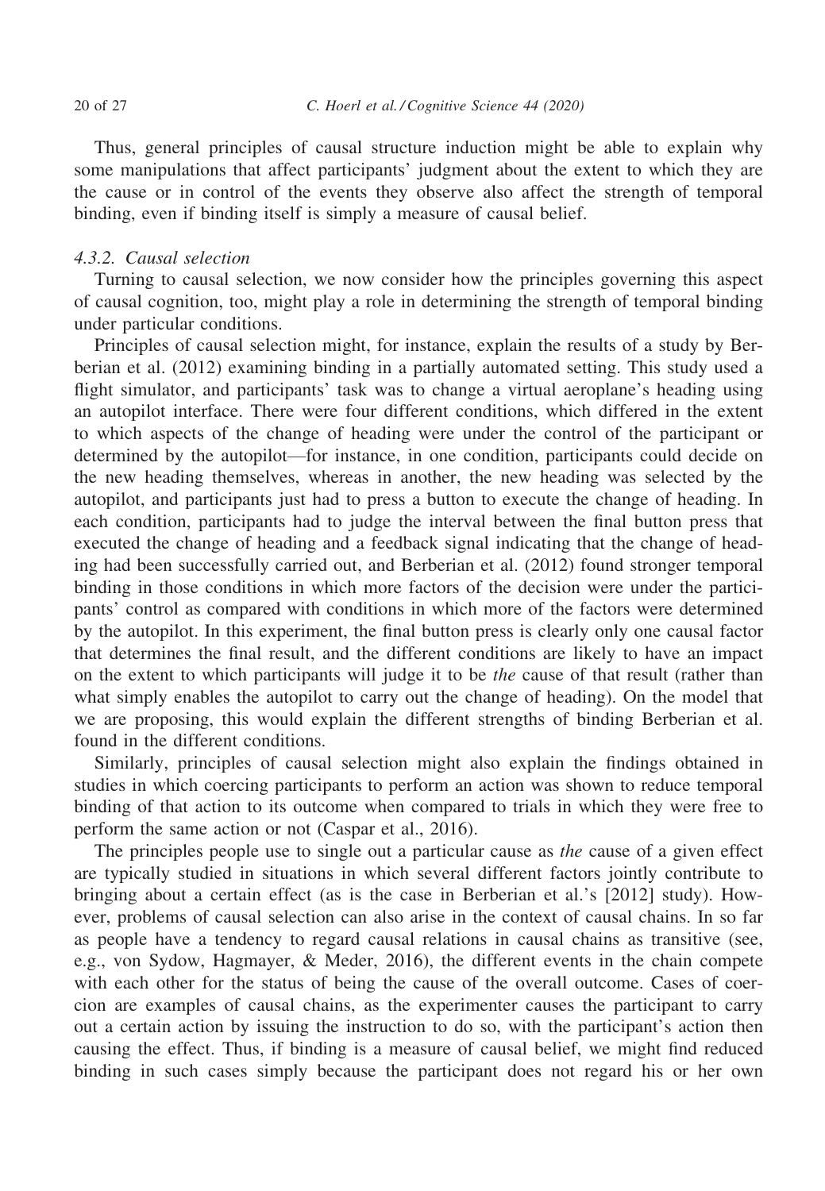Thus, general principles of causal structure induction might be able to explain why some manipulations that affect participants' judgment about the extent to which they are the cause or in control of the events they observe also affect the strength of temporal binding, even if binding itself is simply a measure of causal belief.

### 4.3.2. Causal selection

Turning to causal selection, we now consider how the principles governing this aspect of causal cognition, too, might play a role in determining the strength of temporal binding under particular conditions.

Principles of causal selection might, for instance, explain the results of a study by Berberian et al. (2012) examining binding in a partially automated setting. This study used a flight simulator, and participants' task was to change a virtual aeroplane's heading using an autopilot interface. There were four different conditions, which differed in the extent to which aspects of the change of heading were under the control of the participant or determined by the autopilot—for instance, in one condition, participants could decide on the new heading themselves, whereas in another, the new heading was selected by the autopilot, and participants just had to press a button to execute the change of heading. In each condition, participants had to judge the interval between the final button press that executed the change of heading and a feedback signal indicating that the change of heading had been successfully carried out, and Berberian et al. (2012) found stronger temporal binding in those conditions in which more factors of the decision were under the participants' control as compared with conditions in which more of the factors were determined by the autopilot. In this experiment, the final button press is clearly only one causal factor that determines the final result, and the different conditions are likely to have an impact on the extent to which participants will judge it to be *the* cause of that result (rather than what simply enables the autopilot to carry out the change of heading). On the model that we are proposing, this would explain the different strengths of binding Berberian et al. found in the different conditions.

Similarly, principles of causal selection might also explain the findings obtained in studies in which coercing participants to perform an action was shown to reduce temporal binding of that action to its outcome when compared to trials in which they were free to perform the same action or not (Caspar et al., 2016).

The principles people use to single out a particular cause as *the* cause of a given effect are typically studied in situations in which several different factors jointly contribute to bringing about a certain effect (as is the case in Berberian et al.'s [2012] study). However, problems of causal selection can also arise in the context of causal chains. In so far as people have a tendency to regard causal relations in causal chains as transitive (see, e.g., von Sydow, Hagmayer, & Meder, 2016), the different events in the chain compete with each other for the status of being the cause of the overall outcome. Cases of coercion are examples of causal chains, as the experimenter causes the participant to carry out a certain action by issuing the instruction to do so, with the participant's action then causing the effect. Thus, if binding is a measure of causal belief, we might find reduced binding in such cases simply because the participant does not regard his or her own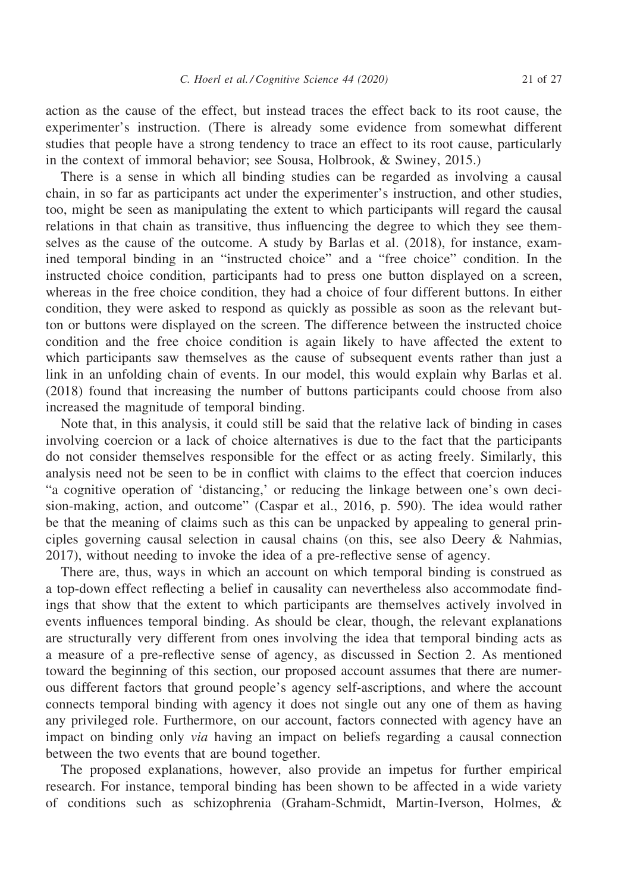action as the cause of the effect, but instead traces the effect back to its root cause, the experimenter's instruction. (There is already some evidence from somewhat different studies that people have a strong tendency to trace an effect to its root cause, particularly in the context of immoral behavior; see Sousa, Holbrook, & Swiney, 2015.)

There is a sense in which all binding studies can be regarded as involving a causal chain, in so far as participants act under the experimenter's instruction, and other studies, too, might be seen as manipulating the extent to which participants will regard the causal relations in that chain as transitive, thus influencing the degree to which they see themselves as the cause of the outcome. A study by Barlas et al. (2018), for instance, examined temporal binding in an "instructed choice" and a "free choice" condition. In the instructed choice condition, participants had to press one button displayed on a screen, whereas in the free choice condition, they had a choice of four different buttons. In either condition, they were asked to respond as quickly as possible as soon as the relevant button or buttons were displayed on the screen. The difference between the instructed choice condition and the free choice condition is again likely to have affected the extent to which participants saw themselves as the cause of subsequent events rather than just a link in an unfolding chain of events. In our model, this would explain why Barlas et al. (2018) found that increasing the number of buttons participants could choose from also increased the magnitude of temporal binding.

Note that, in this analysis, it could still be said that the relative lack of binding in cases involving coercion or a lack of choice alternatives is due to the fact that the participants do not consider themselves responsible for the effect or as acting freely. Similarly, this analysis need not be seen to be in conflict with claims to the effect that coercion induces "a cognitive operation of 'distancing,' or reducing the linkage between one's own decision-making, action, and outcome" (Caspar et al., 2016, p. 590). The idea would rather be that the meaning of claims such as this can be unpacked by appealing to general principles governing causal selection in causal chains (on this, see also Deery & Nahmias, 2017), without needing to invoke the idea of a pre-reflective sense of agency.

There are, thus, ways in which an account on which temporal binding is construed as a top-down effect reflecting a belief in causality can nevertheless also accommodate findings that show that the extent to which participants are themselves actively involved in events influences temporal binding. As should be clear, though, the relevant explanations are structurally very different from ones involving the idea that temporal binding acts as a measure of a pre-reflective sense of agency, as discussed in Section 2. As mentioned toward the beginning of this section, our proposed account assumes that there are numerous different factors that ground people's agency self-ascriptions, and where the account connects temporal binding with agency it does not single out any one of them as having any privileged role. Furthermore, on our account, factors connected with agency have an impact on binding only *via* having an impact on beliefs regarding a causal connection between the two events that are bound together.

The proposed explanations, however, also provide an impetus for further empirical research. For instance, temporal binding has been shown to be affected in a wide variety of conditions such as schizophrenia (Graham-Schmidt, Martin-Iverson, Holmes, &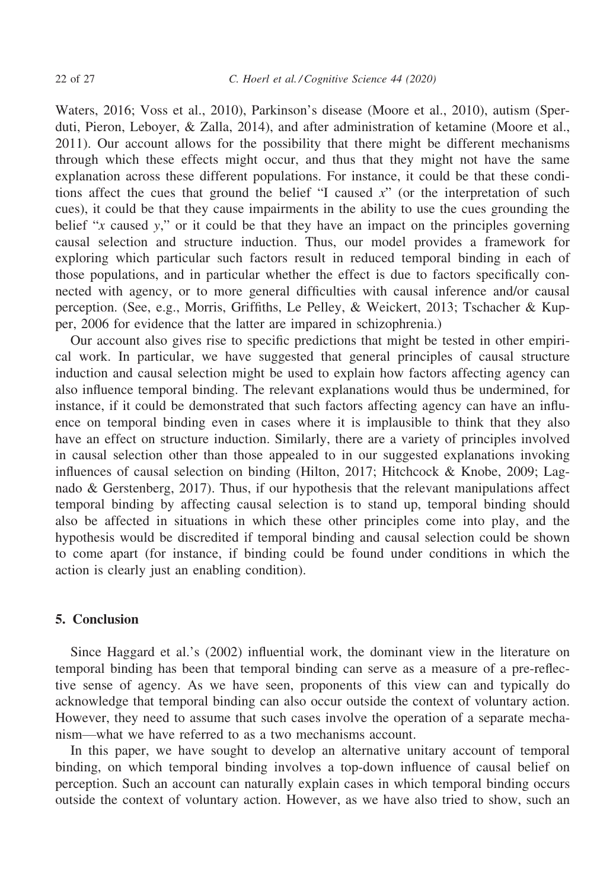Waters, 2016; Voss et al., 2010), Parkinson's disease (Moore et al., 2010), autism (Sperduti, Pieron, Leboyer, & Zalla, 2014), and after administration of ketamine (Moore et al., 2011). Our account allows for the possibility that there might be different mechanisms through which these effects might occur, and thus that they might not have the same explanation across these different populations. For instance, it could be that these conditions affect the cues that ground the belief "I caused *x*" (or the interpretation of such cues), it could be that they cause impairments in the ability to use the cues grounding the belief "*x* caused *y*," or it could be that they have an impact on the principles governing causal selection and structure induction. Thus, our model provides a framework for exploring which particular such factors result in reduced temporal binding in each of those populations, and in particular whether the effect is due to factors specifically connected with agency, or to more general difficulties with causal inference and/or causal perception. (See, e.g., Morris, Griffiths, Le Pelley, & Weickert, 2013; Tschacher & Kupper, 2006 for evidence that the latter are impared in schizophrenia.)

Our account also gives rise to specific predictions that might be tested in other empirical work. In particular, we have suggested that general principles of causal structure induction and causal selection might be used to explain how factors affecting agency can also influence temporal binding. The relevant explanations would thus be undermined, for instance, if it could be demonstrated that such factors affecting agency can have an influence on temporal binding even in cases where it is implausible to think that they also have an effect on structure induction. Similarly, there are a variety of principles involved in causal selection other than those appealed to in our suggested explanations invoking influences of causal selection on binding (Hilton, 2017; Hitchcock & Knobe, 2009; Lagnado & Gerstenberg, 2017). Thus, if our hypothesis that the relevant manipulations affect temporal binding by affecting causal selection is to stand up, temporal binding should also be affected in situations in which these other principles come into play, and the hypothesis would be discredited if temporal binding and causal selection could be shown to come apart (for instance, if binding could be found under conditions in which the action is clearly just an enabling condition).

## 5. Conclusion

Since Haggard et al.'s (2002) influential work, the dominant view in the literature on temporal binding has been that temporal binding can serve as a measure of a pre-reflective sense of agency. As we have seen, proponents of this view can and typically do acknowledge that temporal binding can also occur outside the context of voluntary action. However, they need to assume that such cases involve the operation of a separate mechanism—what we have referred to as a two mechanisms account.

In this paper, we have sought to develop an alternative unitary account of temporal binding, on which temporal binding involves a top-down influence of causal belief on perception. Such an account can naturally explain cases in which temporal binding occurs outside the context of voluntary action. However, as we have also tried to show, such an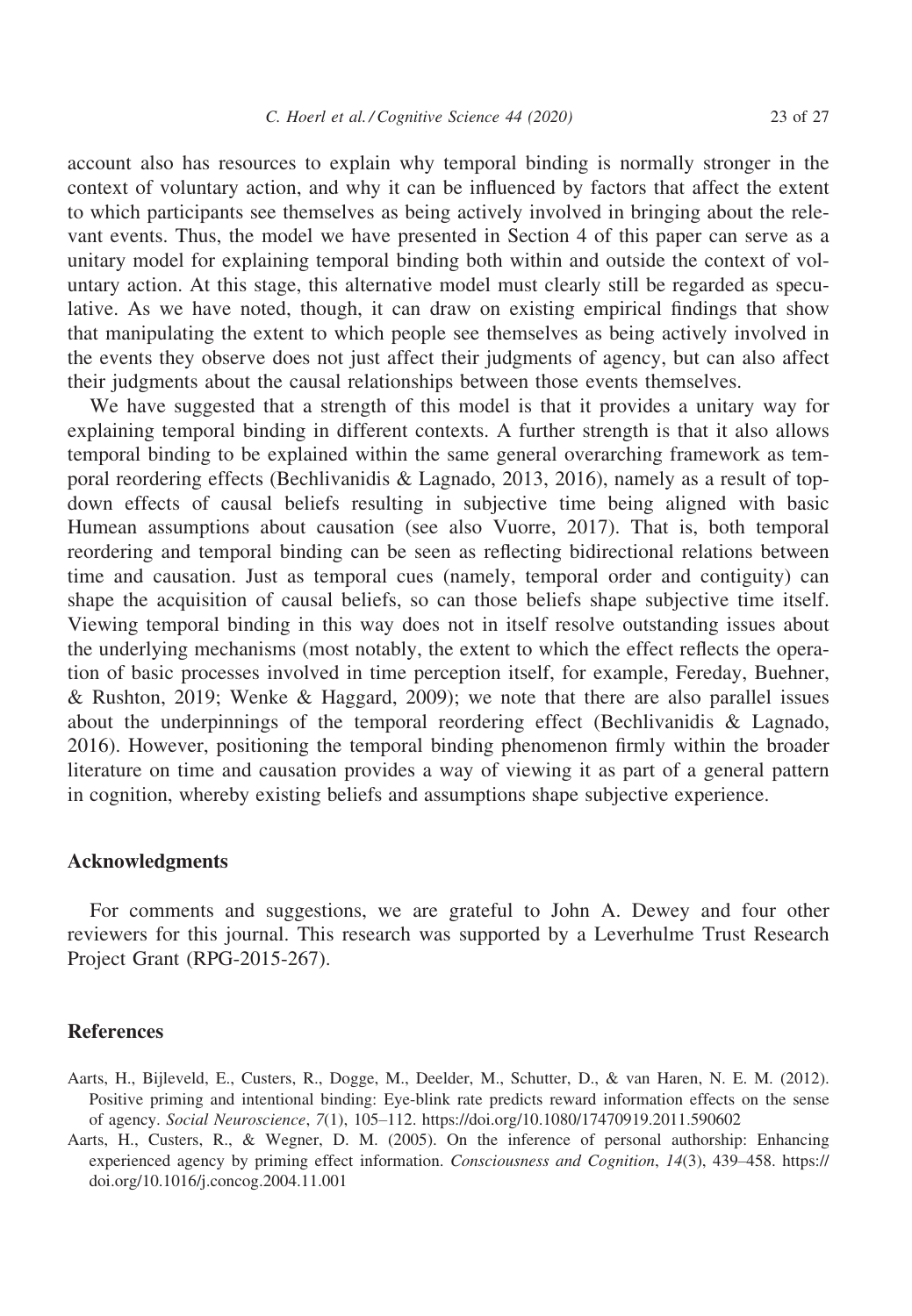account also has resources to explain why temporal binding is normally stronger in the context of voluntary action, and why it can be influenced by factors that affect the extent to which participants see themselves as being actively involved in bringing about the relevant events. Thus, the model we have presented in Section 4 of this paper can serve as a unitary model for explaining temporal binding both within and outside the context of voluntary action. At this stage, this alternative model must clearly still be regarded as speculative. As we have noted, though, it can draw on existing empirical findings that show that manipulating the extent to which people see themselves as being actively involved in the events they observe does not just affect their judgments of agency, but can also affect their judgments about the causal relationships between those events themselves.

We have suggested that a strength of this model is that it provides a unitary way for explaining temporal binding in different contexts. A further strength is that it also allows temporal binding to be explained within the same general overarching framework as temporal reordering effects (Bechlivanidis & Lagnado, 2013, 2016), namely as a result of top-down effects of causal beliefs resulting in subjective time being aligned with basic Humean assumptions about causation (see also Vuorre, 2017). That is, both temporal reordering and temporal binding can be seen as reflecting bidirectional relations between time and causation. Just as temporal cues (namely, temporal order and contiguity) can shape the acquisition of causal beliefs, so can those beliefs shape subjective time itself. Viewing temporal binding in this way does not in itself resolve outstanding issues about the underlying mechanisms (most notably, the extent to which the effect reflects the operation of basic processes involved in time perception itself, for example, Fereday, Buehner, & Rushton, 2019; Wenke & Haggard, 2009); we note that there are also parallel issues about the underpinnings of the temporal reordering effect (Bechlivanidis & Lagnado, 2016). However, positioning the temporal binding phenomenon firmly within the broader literature on time and causation provides a way of viewing it as part of a general pattern in cognition, whereby existing beliefs and assumptions shape subjective experience.

## Acknowledgments

For comments and suggestions, we are grateful to John A. Dewey and four other reviewers for this journal. This research was supported by a Leverhulme Trust Research Project Grant (RPG-2015-267).

## References

Aarts, H., Bijleveld, E., Custers, R., Dogge, M., Deelder, M., Schutter, D., & van Haren, N. E. M. (2012). Positive priming and intentional binding: Eye-blink rate predicts reward information effects on the sense of agency. *Social Neuroscience*, *7*(1), 105–112. https://doi.org/10.1080/17470919.2011.590602

Aarts, H., Custers, R., & Wegner, D. M. (2005). On the inference of personal authorship: Enhancing experienced agency by priming effect information. *Consciousness and Cognition*, *14*(3), 439–458. https://doi.org/10.1016/j.concog.2004.11.001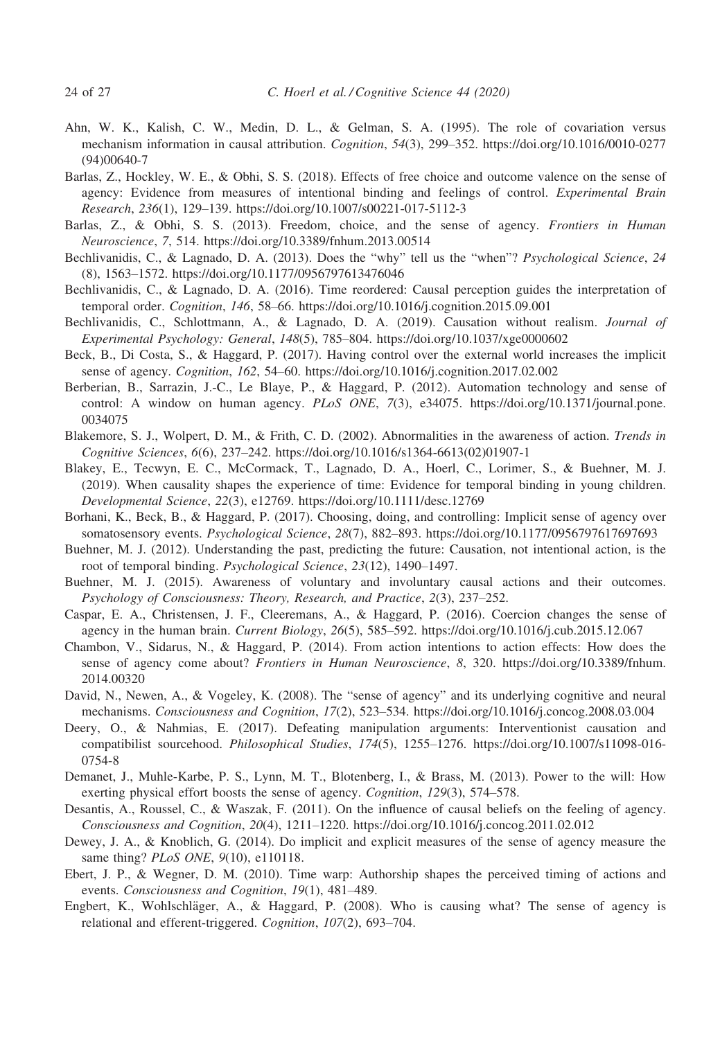Ahn, W. K., Kalish, C. W., Medin, D. L., & Gelman, S. A. (1995). The role of covariation versus mechanism information in causal attribution. *Cognition*, *54*(3), 299–352. https://doi.org/10.1016/0010-0277(94)00640-7

Barlas, Z., Hockley, W. E., & Obhi, S. S. (2018). Effects of free choice and outcome valence on the sense of agency: Evidence from measures of intentional binding and feelings of control. *Experimental Brain Research*, *236*(1), 129–139. https://doi.org/10.1007/s00221-017-5112-3

Barlas, Z., & Obhi, S. S. (2013). Freedom, choice, and the sense of agency. *Frontiers in Human Neuroscience*, *7*, 514. https://doi.org/10.3389/fnhum.2013.00514

Bechlivanidis, C., & Lagnado, D. A. (2013). Does the "why" tell us the "when"? *Psychological Science*, *24*(8), 1563–1572. https://doi.org/10.1177/0956797613476046

Bechlivanidis, C., & Lagnado, D. A. (2016). Time reordered: Causal perception guides the interpretation of temporal order. *Cognition*, *146*, 58–66. https://doi.org/10.1016/j.cognition.2015.09.001

Bechlivanidis, C., Schlottmann, A., & Lagnado, D. A. (2019). Causation without realism. *Journal of Experimental Psychology: General*, *148*(5), 785–804. https://doi.org/10.1037/xge0000602

Beck, B., Di Costa, S., & Haggard, P. (2017). Having control over the external world increases the implicit sense of agency. *Cognition*, *162*, 54–60. https://doi.org/10.1016/j.cognition.2017.02.002

Berberian, B., Sarrazin, J.-C., Le Blaye, P., & Haggard, P. (2012). Automation technology and sense of control: A window on human agency. *PLoS ONE*, *7*(3), e34075. https://doi.org/10.1371/journal.pone.0034075

Blakemore, S. J., Wolpert, D. M., & Frith, C. D. (2002). Abnormalities in the awareness of action. *Trends in Cognitive Sciences*, *6*(6), 237–242. https://doi.org/10.1016/s1364-6613(02)01907-1

Blakey, E., Tecwyn, E. C., McCormack, T., Lagnado, D. A., Hoerl, C., Lorimer, S., & Buehner, M. J. (2019). When causality shapes the experience of time: Evidence for temporal binding in young children. *Developmental Science*, *22*(3), e12769. https://doi.org/10.1111/desc.12769

Borhani, K., Beck, B., & Haggard, P. (2017). Choosing, doing, and controlling: Implicit sense of agency over somatosensory events. *Psychological Science*, *28*(7), 882–893. https://doi.org/10.1177/0956797617697693

Buehner, M. J. (2012). Understanding the past, predicting the future: Causation, not intentional action, is the root of temporal binding. *Psychological Science*, *23*(12), 1490–1497.

Buehner, M. J. (2015). Awareness of voluntary and involuntary causal actions and their outcomes. *Psychology of Consciousness: Theory, Research, and Practice*, *2*(3), 237–252.

Caspar, E. A., Christensen, J. F., Cleeremans, A., & Haggard, P. (2016). Coercion changes the sense of agency in the human brain. *Current Biology*, *26*(5), 585–592. https://doi.org/10.1016/j.cub.2015.12.067

Chambon, V., Sidarus, N., & Haggard, P. (2014). From action intentions to action effects: How does the sense of agency come about? *Frontiers in Human Neuroscience*, *8*, 320. https://doi.org/10.3389/fnhum.2014.00320

David, N., Newen, A., & Vogeley, K. (2008). The "sense of agency" and its underlying cognitive and neural mechanisms. *Consciousness and Cognition*, *17*(2), 523–534. https://doi.org/10.1016/j.concog.2008.03.004

Deery, O., & Nahmias, E. (2017). Defeating manipulation arguments: Interventionist causation and compatibilist sourcehood. *Philosophical Studies*, *174*(5), 1255–1276. https://doi.org/10.1007/s11098-016-0754-8

Demanet, J., Muhle-Karbe, P. S., Lynn, M. T., Blotenberg, I., & Brass, M. (2013). Power to the will: How exerting physical effort boosts the sense of agency. *Cognition*, *129*(3), 574–578.

Desantis, A., Roussel, C., & Waszak, F. (2011). On the influence of causal beliefs on the feeling of agency. *Consciousness and Cognition*, *20*(4), 1211–1220. https://doi.org/10.1016/j.concog.2011.02.012

Dewey, J. A., & Knoblich, G. (2014). Do implicit and explicit measures of the sense of agency measure the same thing? *PLoS ONE*, *9*(10), e110118.

Ebert, J. P., & Wegner, D. M. (2010). Time warp: Authorship shapes the perceived timing of actions and events. *Consciousness and Cognition*, *19*(1), 481–489.

Engbert, K., Wohlschläger, A., & Haggard, P. (2008). Who is causing what? The sense of agency is relational and efferent-triggered. *Cognition*, *107*(2), 693–704.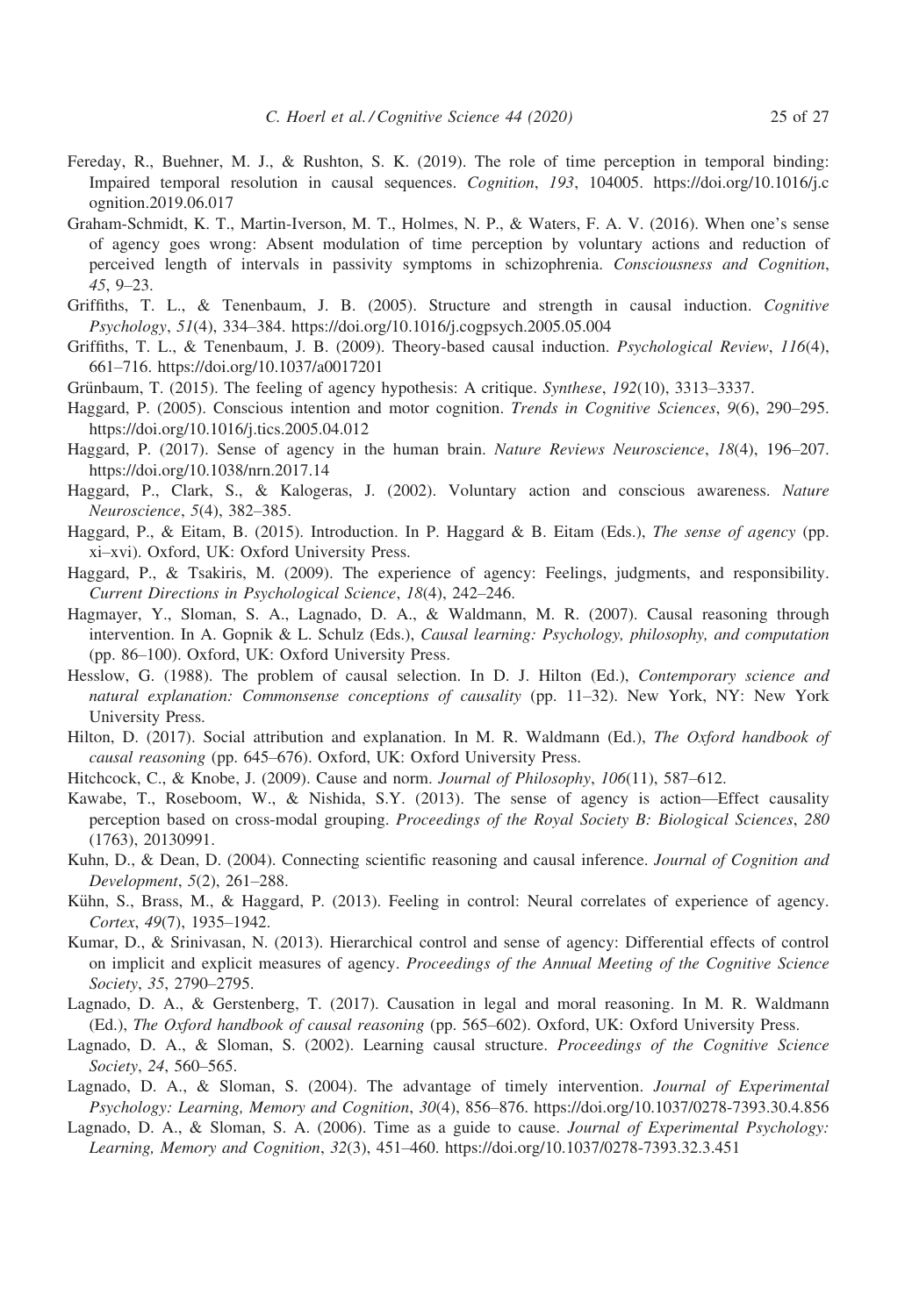Fereday, R., Buehner, M. J., & Rushton, S. K. (2019). The role of time perception in temporal binding: Impaired temporal resolution in causal sequences. *Cognition*, *193*, 104005. https://doi.org/10.1016/j.cognition.2019.06.017

Graham-Schmidt, K. T., Martin-Iverson, M. T., Holmes, N. P., & Waters, F. A. V. (2016). When one's sense of agency goes wrong: Absent modulation of time perception by voluntary actions and reduction of perceived length of intervals in passivity symptoms in schizophrenia. *Consciousness and Cognition*, *45*, 9–23.

Griffiths, T. L., & Tenenbaum, J. B. (2005). Structure and strength in causal induction. *Cognitive Psychology*, *51*(4), 334–384. https://doi.org/10.1016/j.cogpsych.2005.05.004

Griffiths, T. L., & Tenenbaum, J. B. (2009). Theory-based causal induction. *Psychological Review*, *116*(4), 661–716. https://doi.org/10.1037/a0017201

Grünbaum, T. (2015). The feeling of agency hypothesis: A critique. *Synthese*, *192*(10), 3313–3337.

Haggard, P. (2005). Conscious intention and motor cognition. *Trends in Cognitive Sciences*, *9*(6), 290–295. https://doi.org/10.1016/j.tics.2005.04.012

Haggard, P. (2017). Sense of agency in the human brain. *Nature Reviews Neuroscience*, *18*(4), 196–207. https://doi.org/10.1038/nrn.2017.14

Haggard, P., Clark, S., & Kalogeras, J. (2002). Voluntary action and conscious awareness. *Nature Neuroscience*, *5*(4), 382–385.

Haggard, P., & Eitam, B. (2015). Introduction. In P. Haggard & B. Eitam (Eds.), *The sense of agency* (pp. xi–xvi). Oxford, UK: Oxford University Press.

Haggard, P., & Tsakiris, M. (2009). The experience of agency: Feelings, judgments, and responsibility. *Current Directions in Psychological Science*, *18*(4), 242–246.

Hagmayer, Y., Sloman, S. A., Lagnado, D. A., & Waldmann, M. R. (2007). Causal reasoning through intervention. In A. Gopnik & L. Schulz (Eds.), *Causal learning: Psychology, philosophy, and computation* (pp. 86–100). Oxford, UK: Oxford University Press.

Hesslow, G. (1988). The problem of causal selection. In D. J. Hilton (Ed.), *Contemporary science and natural explanation: Commonsense conceptions of causality* (pp. 11–32). New York, NY: New York University Press.

Hilton, D. (2017). Social attribution and explanation. In M. R. Waldmann (Ed.), *The Oxford handbook of causal reasoning* (pp. 645–676). Oxford, UK: Oxford University Press.

Hitchcock, C., & Knobe, J. (2009). Cause and norm. *Journal of Philosophy*, *106*(11), 587–612.

Kawabe, T., Roseboom, W., & Nishida, S.Y. (2013). The sense of agency is action—Effect causality perception based on cross-modal grouping. *Proceedings of the Royal Society B: Biological Sciences*, *280* (1763), 20130991.

Kuhn, D., & Dean, D. (2004). Connecting scientific reasoning and causal inference. *Journal of Cognition and Development*, *5*(2), 261–288.

Kühn, S., Brass, M., & Haggard, P. (2013). Feeling in control: Neural correlates of experience of agency. *Cortex*, *49*(7), 1935–1942.

Kumar, D., & Srinivasan, N. (2013). Hierarchical control and sense of agency: Differential effects of control on implicit and explicit measures of agency. *Proceedings of the Annual Meeting of the Cognitive Science Society*, *35*, 2790–2795.

Lagnado, D. A., & Gerstenberg, T. (2017). Causation in legal and moral reasoning. In M. R. Waldmann (Ed.), *The Oxford handbook of causal reasoning* (pp. 565–602). Oxford, UK: Oxford University Press.

Lagnado, D. A., & Sloman, S. (2002). Learning causal structure. *Proceedings of the Cognitive Science Society*, *24*, 560–565.

Lagnado, D. A., & Sloman, S. (2004). The advantage of timely intervention. *Journal of Experimental Psychology: Learning, Memory and Cognition*, *30*(4), 856–876. https://doi.org/10.1037/0278-7393.30.4.856

Lagnado, D. A., & Sloman, S. A. (2006). Time as a guide to cause. *Journal of Experimental Psychology: Learning, Memory and Cognition*, *32*(3), 451–460. https://doi.org/10.1037/0278-7393.32.3.451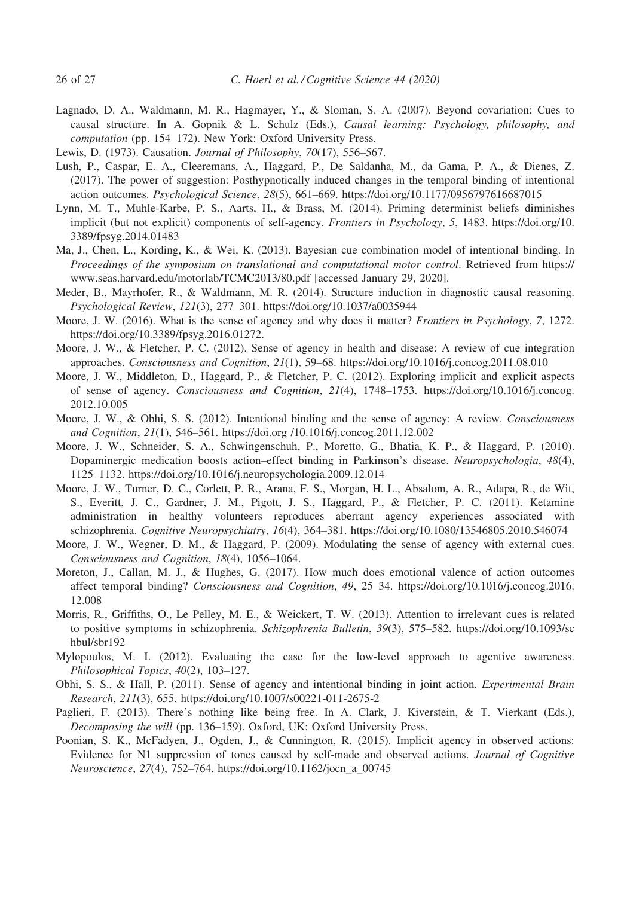Lagnado, D. A., Waldmann, M. R., Hagmayer, Y., & Sloman, S. A. (2007). Beyond covariation: Cues to causal structure. In A. Gopnik & L. Schulz (Eds.), *Causal learning: Psychology, philosophy, and computation* (pp. 154–172). New York: Oxford University Press.

Lewis, D. (1973). Causation. *Journal of Philosophy*, *70*(17), 556–567.

Lush, P., Caspar, E. A., Cleeremans, A., Haggard, P., De Saldanha, M., da Gama, P. A., & Dienes, Z. (2017). The power of suggestion: Posthypnotically induced changes in the temporal binding of intentional action outcomes. *Psychological Science*, *28*(5), 661–669. https://doi.org/10.1177/0956797616687015

Lynn, M. T., Muhle-Karbe, P. S., Aarts, H., & Brass, M. (2014). Priming determinist beliefs diminishes implicit (but not explicit) components of self-agency. *Frontiers in Psychology*, *5*, 1483. https://doi.org/10.3389/fpsyg.2014.01483

Ma, J., Chen, L., Kording, K., & Wei, K. (2013). Bayesian cue combination model of intentional binding. In *Proceedings of the symposium on translational and computational motor control*. Retrieved from https://www.seas.harvard.edu/motorlab/TCMC2013/80.pdf [accessed January 29, 2020].

Meder, B., Mayrhofer, R., & Waldmann, M. R. (2014). Structure induction in diagnostic causal reasoning. *Psychological Review*, *121*(3), 277–301. https://doi.org/10.1037/a0035944

Moore, J. W. (2016). What is the sense of agency and why does it matter? *Frontiers in Psychology*, *7*, 1272. https://doi.org/10.3389/fpsyg.2016.01272.

Moore, J. W., & Fletcher, P. C. (2012). Sense of agency in health and disease: A review of cue integration approaches. *Consciousness and Cognition*, *21*(1), 59–68. https://doi.org/10.1016/j.concog.2011.08.010

Moore, J. W., Middleton, D., Haggard, P., & Fletcher, P. C. (2012). Exploring implicit and explicit aspects of sense of agency. *Consciousness and Cognition*, *21*(4), 1748–1753. https://doi.org/10.1016/j.concog.2012.10.005

Moore, J. W., & Obhi, S. S. (2012). Intentional binding and the sense of agency: A review. *Consciousness and Cognition*, *21*(1), 546–561. https://doi.org /10.1016/j.concog.2011.12.002

Moore, J. W., Schneider, S. A., Schwingenschuh, P., Moretto, G., Bhatia, K. P., & Haggard, P. (2010). Dopaminergic medication boosts action–effect binding in Parkinson's disease. *Neuropsychologia*, *48*(4), 1125–1132. https://doi.org/10.1016/j.neuropsychologia.2009.12.014

Moore, J. W., Turner, D. C., Corlett, P. R., Arana, F. S., Morgan, H. L., Absalom, A. R., Adapa, R., de Wit, S., Everitt, J. C., Gardner, J. M., Pigott, J. S., Haggard, P., & Fletcher, P. C. (2011). Ketamine administration in healthy volunteers reproduces aberrant agency experiences associated with schizophrenia. *Cognitive Neuropsychiatry*, *16*(4), 364–381. https://doi.org/10.1080/13546805.2010.546074

Moore, J. W., Wegner, D. M., & Haggard, P. (2009). Modulating the sense of agency with external cues. *Consciousness and Cognition*, *18*(4), 1056–1064.

Moreton, J., Callan, M. J., & Hughes, G. (2017). How much does emotional valence of action outcomes affect temporal binding? *Consciousness and Cognition*, *49*, 25–34. https://doi.org/10.1016/j.concog.2016.12.008

Morris, R., Griffiths, O., Le Pelley, M. E., & Weickert, T. W. (2013). Attention to irrelevant cues is related to positive symptoms in schizophrenia. *Schizophrenia Bulletin*, *39*(3), 575–582. https://doi.org/10.1093/schbul/sbr192

Mylopoulos, M. I. (2012). Evaluating the case for the low-level approach to agentive awareness. *Philosophical Topics*, *40*(2), 103–127.

Obhi, S. S., & Hall, P. (2011). Sense of agency and intentional binding in joint action. *Experimental Brain Research*, *211*(3), 655. https://doi.org/10.1007/s00221-011-2675-2

Paglieri, F. (2013). There's nothing like being free. In A. Clark, J. Kiverstein, & T. Vierkant (Eds.), *Decomposing the will* (pp. 136–159). Oxford, UK: Oxford University Press.

Poonian, S. K., McFadyen, J., Ogden, J., & Cunnington, R. (2015). Implicit agency in observed actions: Evidence for N1 suppression of tones caused by self-made and observed actions. *Journal of Cognitive Neuroscience*, *27*(4), 752–764. https://doi.org/10.1162/jocn_a_00745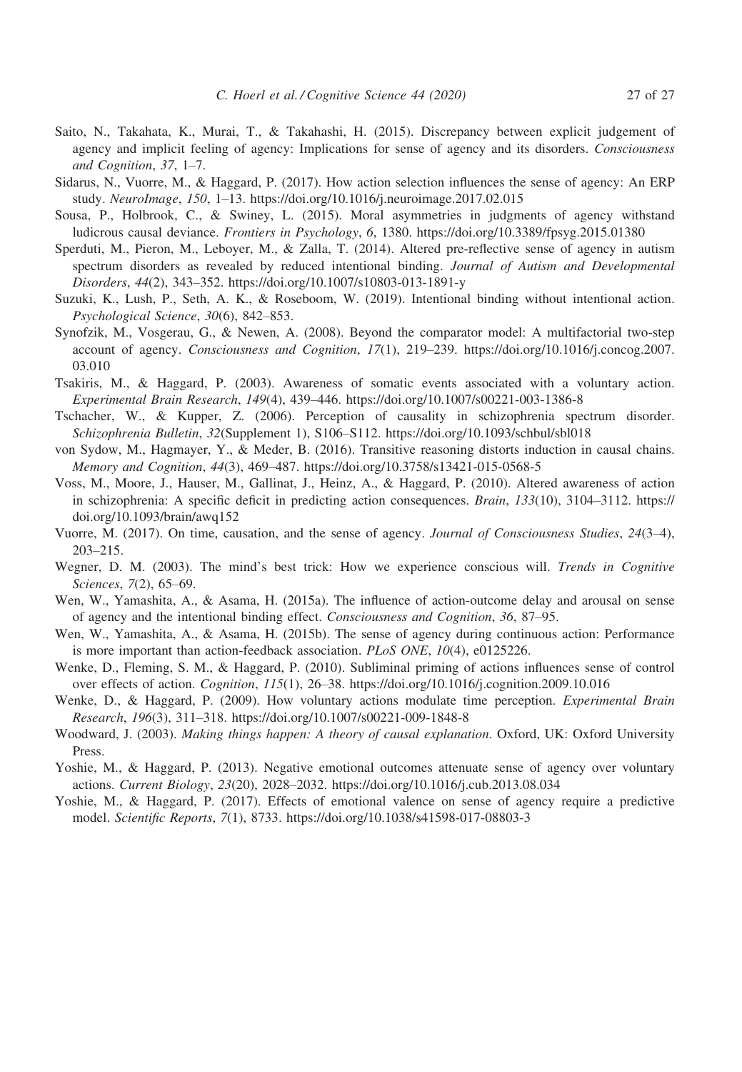Saito, N., Takahata, K., Murai, T., & Takahashi, H. (2015). Discrepancy between explicit judgement of agency and implicit feeling of agency: Implications for sense of agency and its disorders. *Consciousness and Cognition*, *37*, 1–7.

Sidarus, N., Vuorre, M., & Haggard, P. (2017). How action selection influences the sense of agency: An ERP study. *NeuroImage*, *150*, 1–13. https://doi.org/10.1016/j.neuroimage.2017.02.015

Sousa, P., Holbrook, C., & Swiney, L. (2015). Moral asymmetries in judgments of agency withstand ludicrous causal deviance. *Frontiers in Psychology*, *6*, 1380. https://doi.org/10.3389/fpsyg.2015.01380

Sperduti, M., Pieron, M., Leboyer, M., & Zalla, T. (2014). Altered pre-reflective sense of agency in autism spectrum disorders as revealed by reduced intentional binding. *Journal of Autism and Developmental Disorders*, *44*(2), 343–352. https://doi.org/10.1007/s10803-013-1891-y

Suzuki, K., Lush, P., Seth, A. K., & Roseboom, W. (2019). Intentional binding without intentional action. *Psychological Science*, *30*(6), 842–853.

Synofzik, M., Vosgerau, G., & Newen, A. (2008). Beyond the comparator model: A multifactorial two-step account of agency. *Consciousness and Cognition*, *17*(1), 219–239. https://doi.org/10.1016/j.concog.2007.03.010

Tsakiris, M., & Haggard, P. (2003). Awareness of somatic events associated with a voluntary action. *Experimental Brain Research*, *149*(4), 439–446. https://doi.org/10.1007/s00221-003-1386-8

Tschacher, W., & Kupper, Z. (2006). Perception of causality in schizophrenia spectrum disorder. *Schizophrenia Bulletin*, *32*(Supplement 1), S106–S112. https://doi.org/10.1093/schbul/sbl018

von Sydow, M., Hagmayer, Y., & Meder, B. (2016). Transitive reasoning distorts induction in causal chains. *Memory and Cognition*, *44*(3), 469–487. https://doi.org/10.3758/s13421-015-0568-5

Voss, M., Moore, J., Hauser, M., Gallinat, J., Heinz, A., & Haggard, P. (2010). Altered awareness of action in schizophrenia: A specific deficit in predicting action consequences. *Brain*, *133*(10), 3104–3112. https://doi.org/10.1093/brain/awq152

Vuorre, M. (2017). On time, causation, and the sense of agency. *Journal of Consciousness Studies*, *24*(3–4), 203–215.

Wegner, D. M. (2003). The mind's best trick: How we experience conscious will. *Trends in Cognitive Sciences*, *7*(2), 65–69.

Wen, W., Yamashita, A., & Asama, H. (2015a). The influence of action-outcome delay and arousal on sense of agency and the intentional binding effect. *Consciousness and Cognition*, *36*, 87–95.

Wen, W., Yamashita, A., & Asama, H. (2015b). The sense of agency during continuous action: Performance is more important than action-feedback association. *PLoS ONE*, *10*(4), e0125226.

Wenke, D., Fleming, S. M., & Haggard, P. (2010). Subliminal priming of actions influences sense of control over effects of action. *Cognition*, *115*(1), 26–38. https://doi.org/10.1016/j.cognition.2009.10.016

Wenke, D., & Haggard, P. (2009). How voluntary actions modulate time perception. *Experimental Brain Research*, *196*(3), 311–318. https://doi.org/10.1007/s00221-009-1848-8

Woodward, J. (2003). *Making things happen: A theory of causal explanation*. Oxford, UK: Oxford University Press.

Yoshie, M., & Haggard, P. (2013). Negative emotional outcomes attenuate sense of agency over voluntary actions. *Current Biology*, *23*(20), 2028–2032. https://doi.org/10.1016/j.cub.2013.08.034

Yoshie, M., & Haggard, P. (2017). Effects of emotional valence on sense of agency require a predictive model. *Scientific Reports*, *7*(1), 8733. https://doi.org/10.1038/s41598-017-08803-3